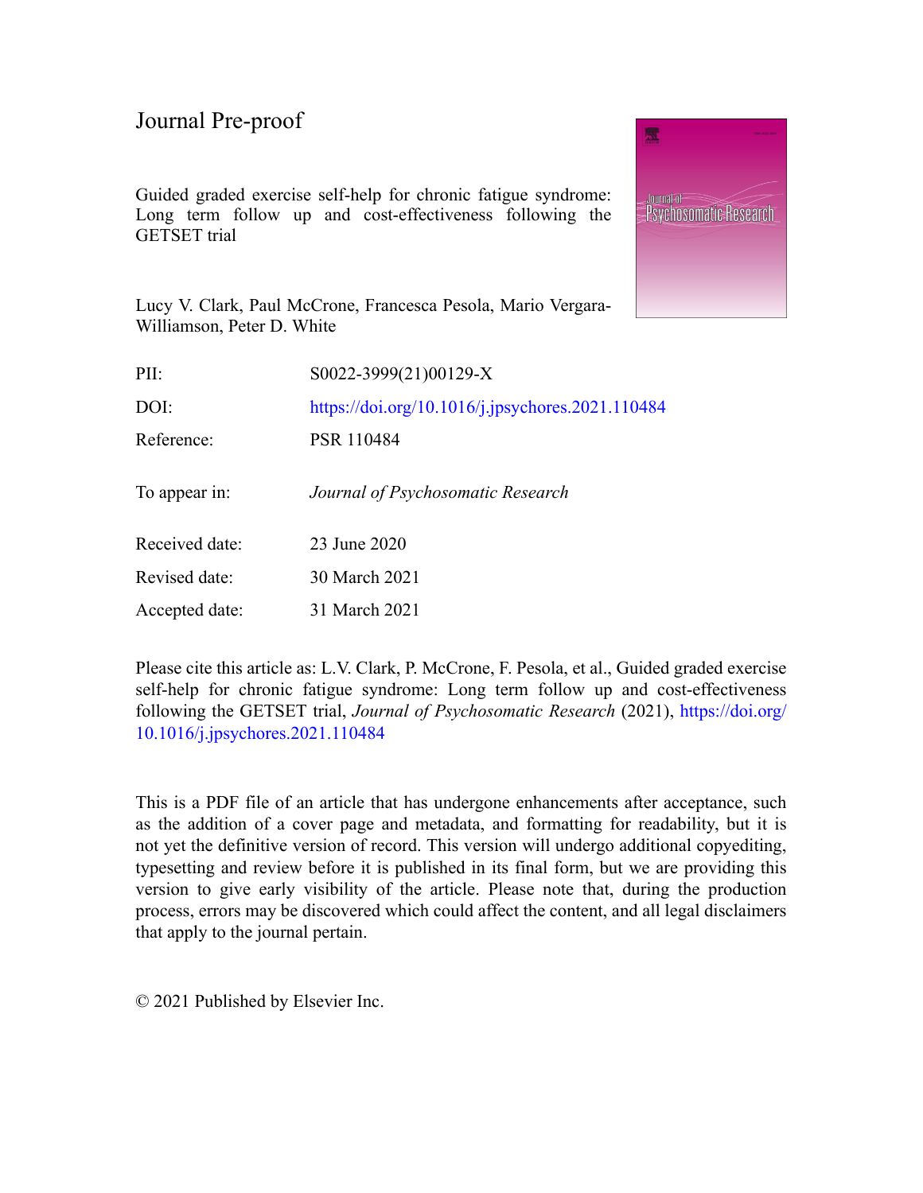Journal Pre-proof

Guided graded exercise self-help for chronic fatigue syndrome: Long term follow up and cost-effectiveness following the GETSET trial

Lucy V. Clark, Paul McCrone, Francesca Pesola, Mario Vergara-Williamson, Peter D. White

| | |
|---|---|
| PII: | S0022-3999(21)00129-X |
| DOI: | https://doi.org/10.1016/j.jpsychores.2021.110484 |
| Reference: | PSR 110484 |
| To appear in: | *Journal of Psychosomatic Research* |
| Received date: | 23 June 2020 |
| Revised date: | 30 March 2021 |
| Accepted date: | 31 March 2021 |

Please cite this article as: L.V. Clark, P. McCrone, F. Pesola, et al., Guided graded exercise self-help for chronic fatigue syndrome: Long term follow up and cost-effectiveness following the GETSET trial, *Journal of Psychosomatic Research* (2021), https://doi.org/10.1016/j.jpsychores.2021.110484

This is a PDF file of an article that has undergone enhancements after acceptance, such as the addition of a cover page and metadata, and formatting for readability, but it is not yet the definitive version of record. This version will undergo additional copyediting, typesetting and review before it is published in its final form, but we are providing this version to give early visibility of the article. Please note that, during the production process, errors may be discovered which could affect the content, and all legal disclaimers that apply to the journal pertain.

© 2021 Published by Elsevier Inc.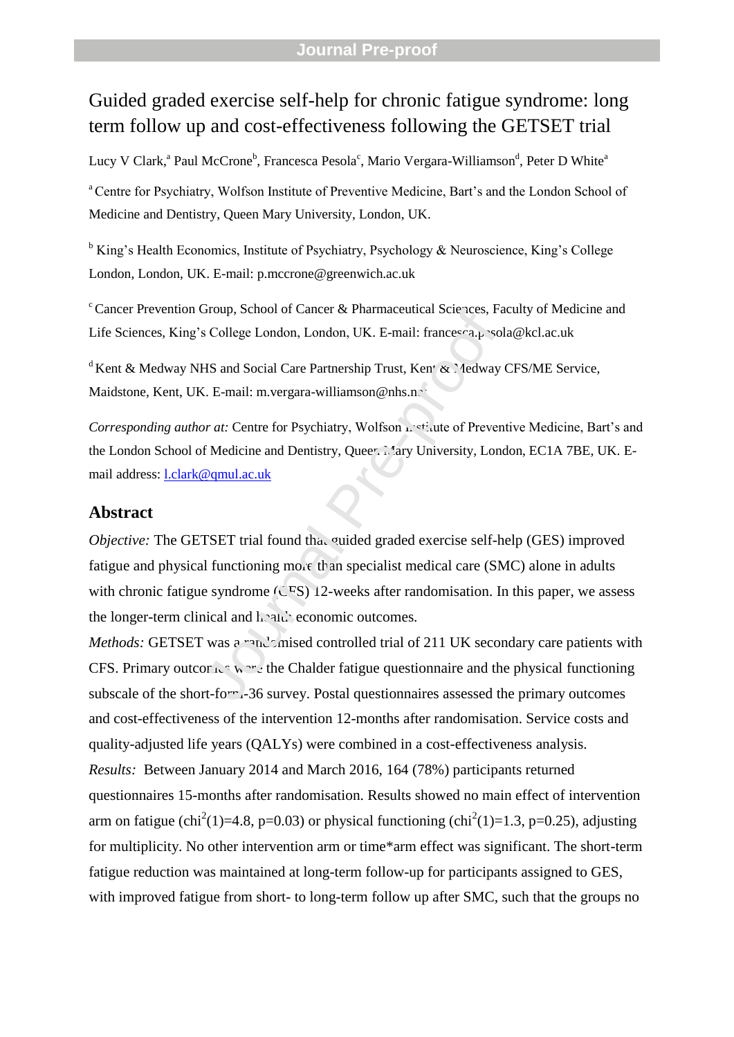# Guided graded exercise self-help for chronic fatigue syndrome: long term follow up and cost-effectiveness following the GETSET trial

Lucy V Clark,[a] Paul McCrone[b], Francesca Pesola[c], Mario Vergara-Williamson[d], Peter D White[a]

[a] Centre for Psychiatry, Wolfson Institute of Preventive Medicine, Bart's and the London School of Medicine and Dentistry, Queen Mary University, London, UK.

[b] King's Health Economics, Institute of Psychiatry, Psychology & Neuroscience, King's College London, London, UK. E-mail: p.mccrone@greenwich.ac.uk

[c] Cancer Prevention Group, School of Cancer & Pharmaceutical Sciences, Faculty of Medicine and Life Sciences, King's College London, London, UK. E-mail: francesca.pesola@kcl.ac.uk

[d] Kent & Medway NHS and Social Care Partnership Trust, Kent & Medway CFS/ME Service, Maidstone, Kent, UK. E-mail: m.vergara-williamson@nhs.net

*Corresponding author at:* Centre for Psychiatry, Wolfson Institute of Preventive Medicine, Bart's and the London School of Medicine and Dentistry, Queen Mary University, London, EC1A 7BE, UK. E-mail address: l.clark@qmul.ac.uk

## Abstract

*Objective:* The GETSET trial found that guided graded exercise self-help (GES) improved fatigue and physical functioning more than specialist medical care (SMC) alone in adults with chronic fatigue syndrome (CFS) 12-weeks after randomisation. In this paper, we assess the longer-term clinical and health economic outcomes.

*Methods:* GETSET was a randomised controlled trial of 211 UK secondary care patients with CFS. Primary outcomes were the Chalder fatigue questionnaire and the physical functioning subscale of the short-form-36 survey. Postal questionnaires assessed the primary outcomes and cost-effectiveness of the intervention 12-months after randomisation. Service costs and quality-adjusted life years (QALYs) were combined in a cost-effectiveness analysis.

*Results:* Between January 2014 and March 2016, 164 (78%) participants returned questionnaires 15-months after randomisation. Results showed no main effect of intervention arm on fatigue ($chi^2(1)=4.8$, $p=0.03$) or physical functioning ($chi^2(1)=1.3$, $p=0.25$), adjusting for multiplicity. No other intervention arm or time*arm effect was significant. The short-term fatigue reduction was maintained at long-term follow-up for participants assigned to GES, with improved fatigue from short- to long-term follow up after SMC, such that the groups no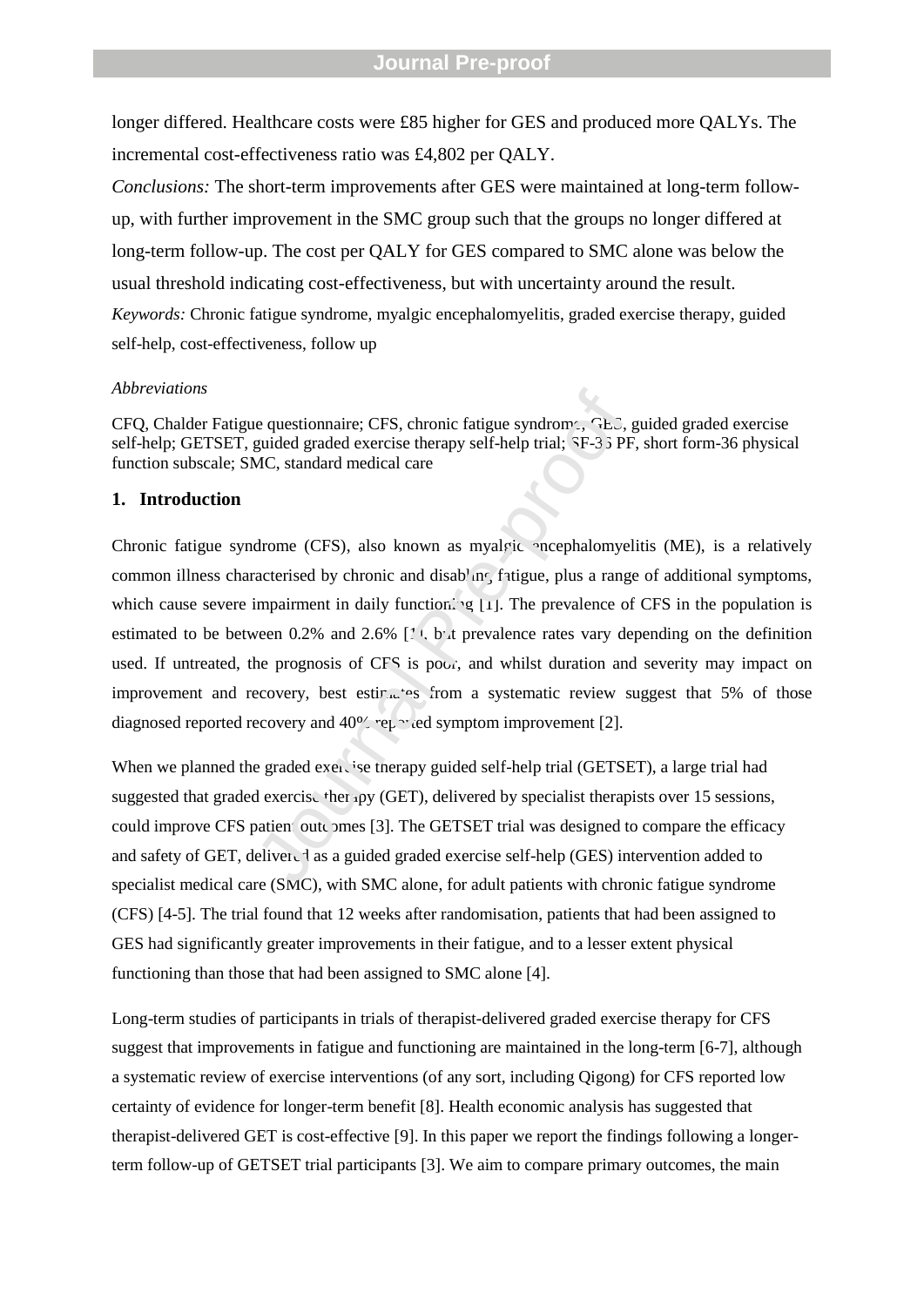longer differed. Healthcare costs were £85 higher for GES and produced more QALYs. The incremental cost-effectiveness ratio was £4,802 per QALY.

*Conclusions:* The short-term improvements after GES were maintained at long-term follow-up, with further improvement in the SMC group such that the groups no longer differed at long-term follow-up. The cost per QALY for GES compared to SMC alone was below the usual threshold indicating cost-effectiveness, but with uncertainty around the result.

*Keywords:* Chronic fatigue syndrome, myalgic encephalomyelitis, graded exercise therapy, guided self-help, cost-effectiveness, follow up

*Abbreviations*

CFQ, Chalder Fatigue questionnaire; CFS, chronic fatigue syndrome; GES, guided graded exercise self-help; GETSET, guided graded exercise therapy self-help trial; SF-36 PF, short form-36 physical function subscale; SMC, standard medical care

## 1. Introduction

Chronic fatigue syndrome (CFS), also known as myalgic encephalomyelitis (ME), is a relatively common illness characterised by chronic and disabling fatigue, plus a range of additional symptoms, which cause severe impairment in daily functioning [1]. The prevalence of CFS in the population is estimated to be between 0.2% and 2.6% [1], but prevalence rates vary depending on the definition used. If untreated, the prognosis of CFS is poor, and whilst duration and severity may impact on improvement and recovery, best estimates from a systematic review suggest that 5% of those diagnosed reported recovery and 40% reported symptom improvement [2].

When we planned the graded exercise therapy guided self-help trial (GETSET), a large trial had suggested that graded exercise therapy (GET), delivered by specialist therapists over 15 sessions, could improve CFS patient outcomes [3]. The GETSET trial was designed to compare the efficacy and safety of GET, delivered as a guided graded exercise self-help (GES) intervention added to specialist medical care (SMC), with SMC alone, for adult patients with chronic fatigue syndrome (CFS) [4-5]. The trial found that 12 weeks after randomisation, patients that had been assigned to GES had significantly greater improvements in their fatigue, and to a lesser extent physical functioning than those that had been assigned to SMC alone [4].

Long-term studies of participants in trials of therapist-delivered graded exercise therapy for CFS suggest that improvements in fatigue and functioning are maintained in the long-term [6-7], although a systematic review of exercise interventions (of any sort, including Qigong) for CFS reported low certainty of evidence for longer-term benefit [8]. Health economic analysis has suggested that therapist-delivered GET is cost-effective [9]. In this paper we report the findings following a longer-term follow-up of GETSET trial participants [3]. We aim to compare primary outcomes, the main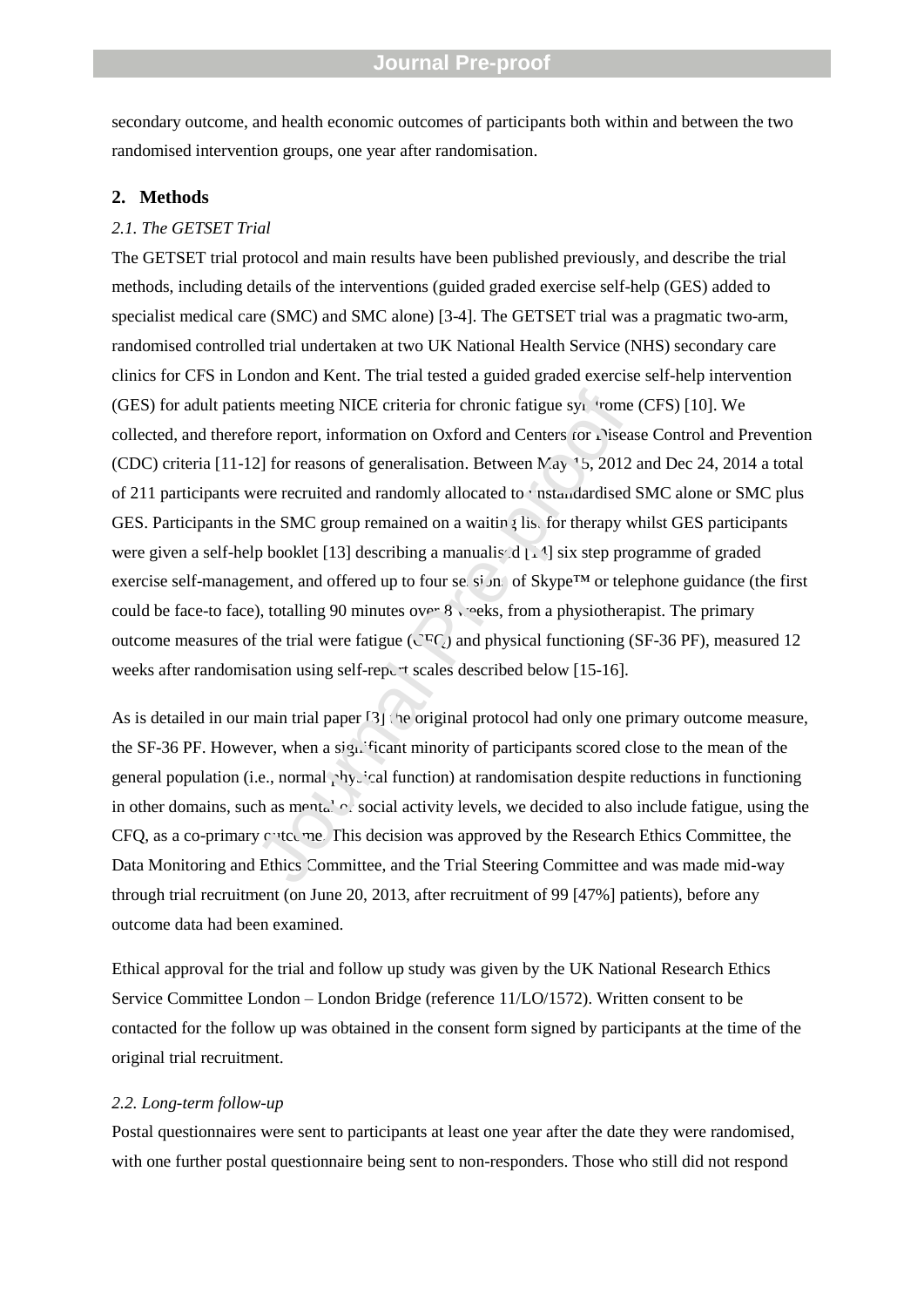secondary outcome, and health economic outcomes of participants both within and between the two randomised intervention groups, one year after randomisation.

## 2. Methods

### *2.1. The GETSET Trial*

The GETSET trial protocol and main results have been published previously, and describe the trial methods, including details of the interventions (guided graded exercise self-help (GES) added to specialist medical care (SMC) and SMC alone) [3-4]. The GETSET trial was a pragmatic two-arm, randomised controlled trial undertaken at two UK National Health Service (NHS) secondary care clinics for CFS in London and Kent. The trial tested a guided graded exercise self-help intervention (GES) for adult patients meeting NICE criteria for chronic fatigue syndrome (CFS) [10]. We collected, and therefore report, information on Oxford and Centers for Disease Control and Prevention (CDC) criteria [11-12] for reasons of generalisation. Between May 15, 2012 and Dec 24, 2014 a total of 211 participants were recruited and randomly allocated to unstandardised SMC alone or SMC plus GES. Participants in the SMC group remained on a waiting list for therapy whilst GES participants were given a self-help booklet [13] describing a manualised [14] six step programme of graded exercise self-management, and offered up to four sessions of Skype™ or telephone guidance (the first could be face-to face), totalling 90 minutes over 8 weeks, from a physiotherapist. The primary outcome measures of the trial were fatigue (CFQ) and physical functioning (SF-36 PF), measured 12 weeks after randomisation using self-report scales described below [15-16].

As is detailed in our main trial paper [3] the original protocol had only one primary outcome measure, the SF-36 PF. However, when a significant minority of participants scored close to the mean of the general population (i.e., normal physical function) at randomisation despite reductions in functioning in other domains, such as mental or social activity levels, we decided to also include fatigue, using the CFQ, as a co-primary outcome. This decision was approved by the Research Ethics Committee, the Data Monitoring and Ethics Committee, and the Trial Steering Committee and was made mid-way through trial recruitment (on June 20, 2013, after recruitment of 99 [47%] patients), before any outcome data had been examined.

Ethical approval for the trial and follow up study was given by the UK National Research Ethics Service Committee London – London Bridge (reference 11/LO/1572). Written consent to be contacted for the follow up was obtained in the consent form signed by participants at the time of the original trial recruitment.

### *2.2. Long-term follow-up*

Postal questionnaires were sent to participants at least one year after the date they were randomised, with one further postal questionnaire being sent to non-responders. Those who still did not respond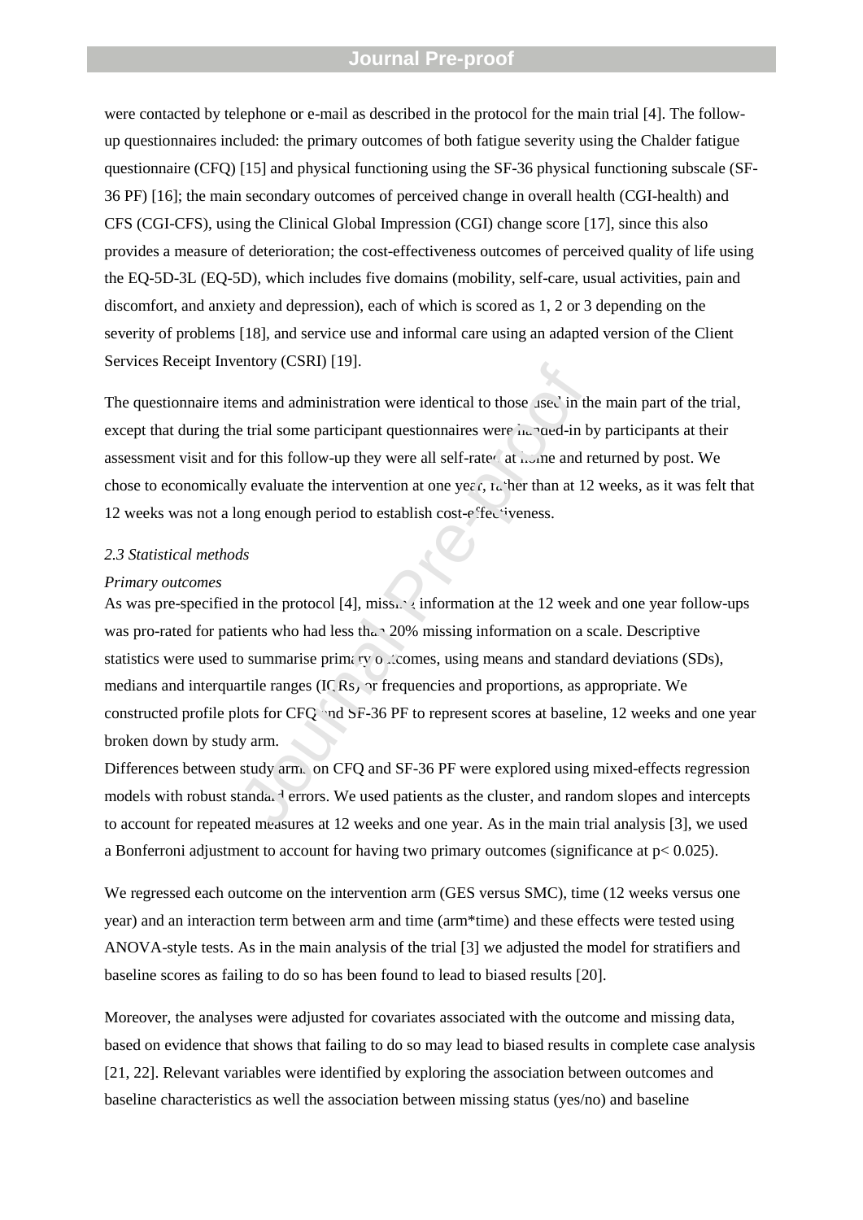were contacted by telephone or e-mail as described in the protocol for the main trial [4]. The follow-up questionnaires included: the primary outcomes of both fatigue severity using the Chalder fatigue questionnaire (CFQ) [15] and physical functioning using the SF-36 physical functioning subscale (SF-36 PF) [16]; the main secondary outcomes of perceived change in overall health (CGI-health) and CFS (CGI-CFS), using the Clinical Global Impression (CGI) change score [17], since this also provides a measure of deterioration; the cost-effectiveness outcomes of perceived quality of life using the EQ-5D-3L (EQ-5D), which includes five domains (mobility, self-care, usual activities, pain and discomfort, and anxiety and depression), each of which is scored as 1, 2 or 3 depending on the severity of problems [18], and service use and informal care using an adapted version of the Client Services Receipt Inventory (CSRI) [19].

The questionnaire items and administration were identical to those used in the main part of the trial, except that during the trial some participant questionnaires were handed-in by participants at their assessment visit and for this follow-up they were all self-rated at home and returned by post. We chose to economically evaluate the intervention at one year, rather than at 12 weeks, as it was felt that 12 weeks was not a long enough period to establish cost-effectiveness.

### *2.3 Statistical methods*

*Primary outcomes*

As was pre-specified in the protocol [4], missing information at the 12 week and one year follow-ups was pro-rated for patients who had less than 20% missing information on a scale. Descriptive statistics were used to summarise primary outcomes, using means and standard deviations (SDs), medians and interquartile ranges (IQRs) or frequencies and proportions, as appropriate. We constructed profile plots for CFQ and SF-36 PF to represent scores at baseline, 12 weeks and one year broken down by study arm.

Differences between study arms on CFQ and SF-36 PF were explored using mixed-effects regression models with robust standard errors. We used patients as the cluster, and random slopes and intercepts to account for repeated measures at 12 weeks and one year. As in the main trial analysis [3], we used a Bonferroni adjustment to account for having two primary outcomes (significance at $p< 0.025$).

We regressed each outcome on the intervention arm (GES versus SMC), time (12 weeks versus one year) and an interaction term between arm and time (arm*time) and these effects were tested using ANOVA-style tests. As in the main analysis of the trial [3] we adjusted the model for stratifiers and baseline scores as failing to do so has been found to lead to biased results [20].

Moreover, the analyses were adjusted for covariates associated with the outcome and missing data, based on evidence that shows that failing to do so may lead to biased results in complete case analysis [21, 22]. Relevant variables were identified by exploring the association between outcomes and baseline characteristics as well the association between missing status (yes/no) and baseline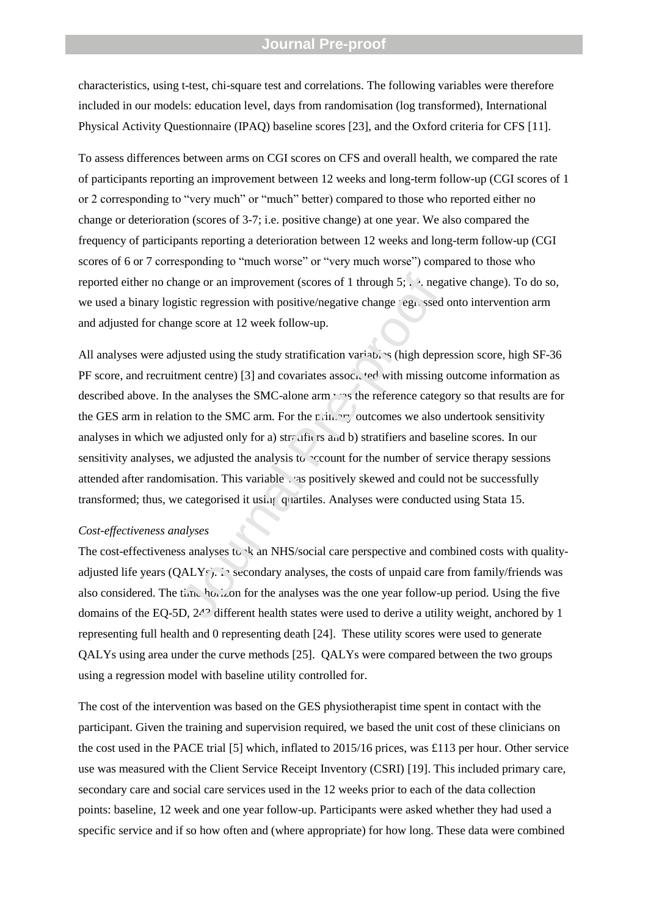characteristics, using t-test, chi-square test and correlations. The following variables were therefore included in our models: education level, days from randomisation (log transformed), International Physical Activity Questionnaire (IPAQ) baseline scores [23], and the Oxford criteria for CFS [11].

To assess differences between arms on CGI scores on CFS and overall health, we compared the rate of participants reporting an improvement between 12 weeks and long-term follow-up (CGI scores of 1 or 2 corresponding to "very much" or "much" better) compared to those who reported either no change or deterioration (scores of 3-7; i.e. positive change) at one year. We also compared the frequency of participants reporting a deterioration between 12 weeks and long-term follow-up (CGI scores of 6 or 7 corresponding to "much worse" or "very much worse") compared to those who reported either no change or an improvement (scores of 1 through 5; i.e. negative change). To do so, we used a binary logistic regression with positive/negative change regressed onto intervention arm and adjusted for change score at 12 week follow-up.

All analyses were adjusted using the study stratification variables (high depression score, high SF-36 PF score, and recruitment centre) [3] and covariates associated with missing outcome information as described above. In the analyses the SMC-alone arm was the reference category so that results are for the GES arm in relation to the SMC arm. For the primary outcomes we also undertook sensitivity analyses in which we adjusted only for a) stratifiers and b) stratifiers and baseline scores. In our sensitivity analyses, we adjusted the analysis to account for the number of service therapy sessions attended after randomisation. This variable was positively skewed and could not be successfully transformed; thus, we categorised it using quartiles. Analyses were conducted using Stata 15.

*Cost-effectiveness analyses*

The cost-effectiveness analyses took an NHS/social care perspective and combined costs with quality-adjusted life years (QALYs). In secondary analyses, the costs of unpaid care from family/friends was also considered. The time horizon for the analyses was the one year follow-up period. Using the five domains of the EQ-5D, 243 different health states were used to derive a utility weight, anchored by 1 representing full health and 0 representing death [24]. These utility scores were used to generate QALYs using area under the curve methods [25]. QALYs were compared between the two groups using a regression model with baseline utility controlled for.

The cost of the intervention was based on the GES physiotherapist time spent in contact with the participant. Given the training and supervision required, we based the unit cost of these clinicians on the cost used in the PACE trial [5] which, inflated to 2015/16 prices, was £113 per hour. Other service use was measured with the Client Service Receipt Inventory (CSRI) [19]. This included primary care, secondary care and social care services used in the 12 weeks prior to each of the data collection points: baseline, 12 week and one year follow-up. Participants were asked whether they had used a specific service and if so how often and (where appropriate) for how long. These data were combined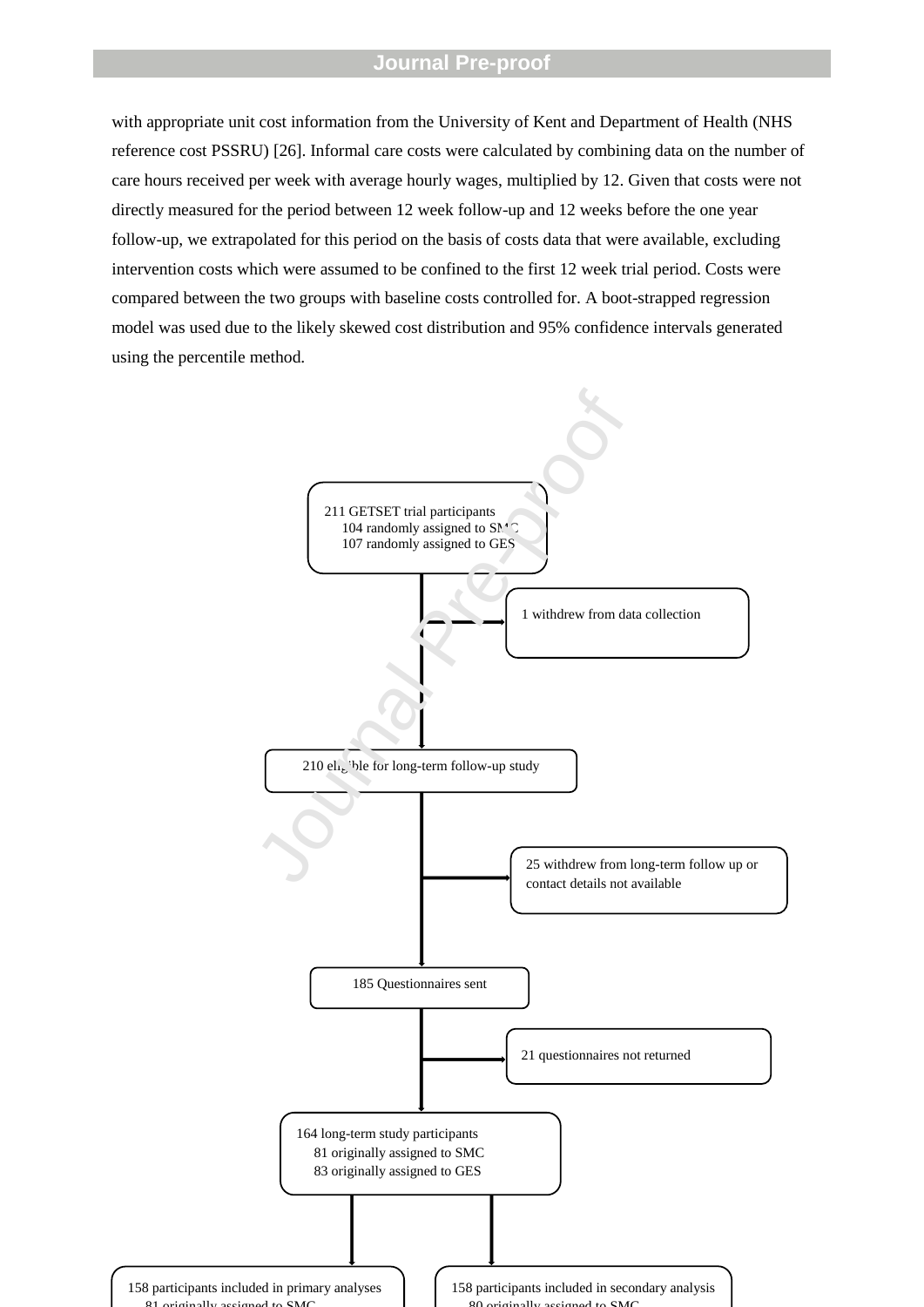with appropriate unit cost information from the University of Kent and Department of Health (NHS reference cost PSSRU) [26]. Informal care costs were calculated by combining data on the number of care hours received per week with average hourly wages, multiplied by 12. Given that costs were not directly measured for the period between 12 week follow-up and 12 weeks before the one year follow-up, we extrapolated for this period on the basis of costs data that were available, excluding intervention costs which were assumed to be confined to the first 12 week trial period. Costs were compared between the two groups with baseline costs controlled for. A boot-strapped regression model was used due to the likely skewed cost distribution and 95% confidence intervals generated using the percentile method.

211 GETSET trial participants
104 randomly assigned to SMC
107 randomly assigned to GES

1 withdrew from data collection

210 eligible for long-term follow-up study

25 withdrew from long-term follow up or contact details not available

185 Questionnaires sent

21 questionnaires not returned

164 long-term study participants
81 originally assigned to SMC
83 originally assigned to GES

158 participants included in primary analyses
81 originally assigned to SMC

158 participants included in secondary analysis
80 originally assigned to SMC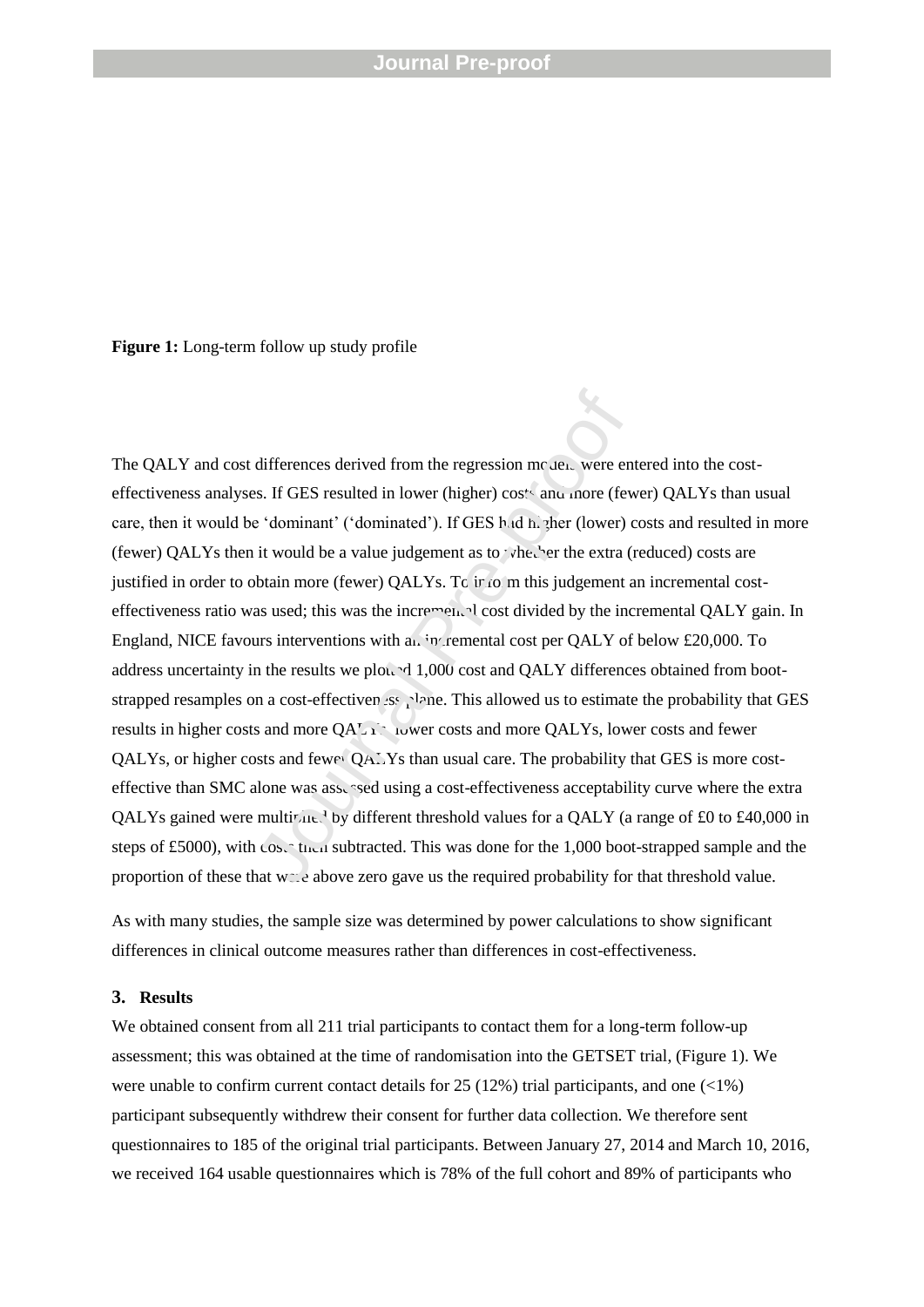**Figure 1:** Long-term follow up study profile

The QALY and cost differences derived from the regression models were entered into the cost-effectiveness analyses. If GES resulted in lower (higher) costs and more (fewer) QALYs than usual care, then it would be 'dominant' ('dominated'). If GES had higher (lower) costs and resulted in more (fewer) QALYs then it would be a value judgement as to whether the extra (reduced) costs are justified in order to obtain more (fewer) QALYs. To inform this judgement an incremental cost-effectiveness ratio was used; this was the incremental cost divided by the incremental QALY gain. In England, NICE favours interventions with an incremental cost per QALY of below £20,000. To address uncertainty in the results we plotted 1,000 cost and QALY differences obtained from boot-strapped resamples on a cost-effectiveness plane. This allowed us to estimate the probability that GES results in higher costs and more QALYs, lower costs and more QALYs, lower costs and fewer QALYs, or higher costs and fewer QALYs than usual care. The probability that GES is more cost-effective than SMC alone was assessed using a cost-effectiveness acceptability curve where the extra QALYs gained were multiplied by different threshold values for a QALY (a range of £0 to £40,000 in steps of £5000), with costs then subtracted. This was done for the 1,000 boot-strapped sample and the proportion of these that were above zero gave us the required probability for that threshold value.

As with many studies, the sample size was determined by power calculations to show significant differences in clinical outcome measures rather than differences in cost-effectiveness.

## 3. Results

We obtained consent from all 211 trial participants to contact them for a long-term follow-up assessment; this was obtained at the time of randomisation into the GETSET trial, (Figure 1). We were unable to confirm current contact details for 25 (12%) trial participants, and one (<1%) participant subsequently withdrew their consent for further data collection. We therefore sent questionnaires to 185 of the original trial participants. Between January 27, 2014 and March 10, 2016, we received 164 usable questionnaires which is 78% of the full cohort and 89% of participants who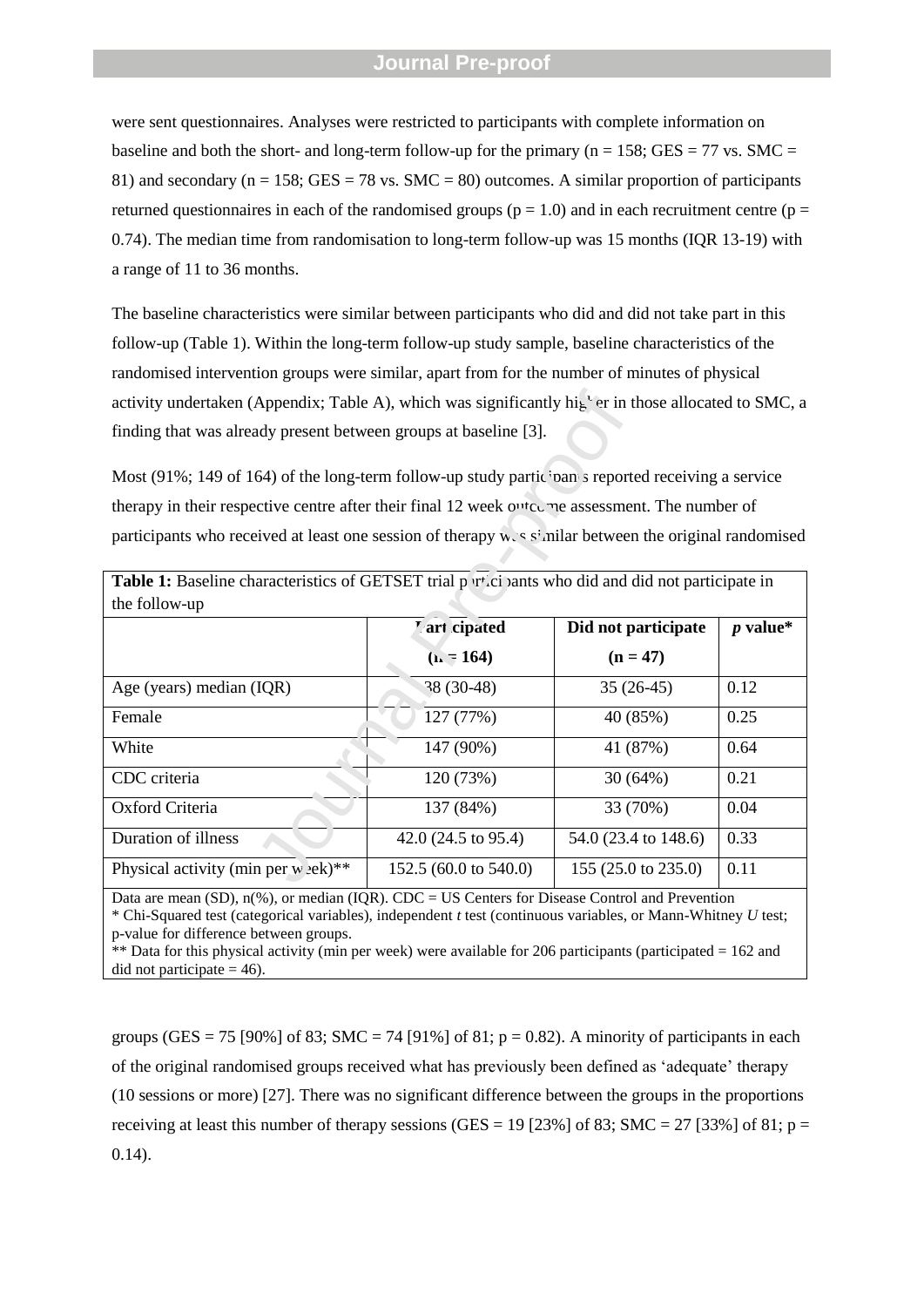were sent questionnaires. Analyses were restricted to participants with complete information on baseline and both the short- and long-term follow-up for the primary (n = 158; GES = 77 vs. SMC = 81) and secondary (n = 158; GES = 78 vs. SMC = 80) outcomes. A similar proportion of participants returned questionnaires in each of the randomised groups (p = 1.0) and in each recruitment centre (p = 0.74). The median time from randomisation to long-term follow-up was 15 months (IQR 13-19) with a range of 11 to 36 months.

The baseline characteristics were similar between participants who did and did not take part in this follow-up (Table 1). Within the long-term follow-up study sample, baseline characteristics of the randomised intervention groups were similar, apart from for the number of minutes of physical activity undertaken (Appendix; Table A), which was significantly higher in those allocated to SMC, a finding that was already present between groups at baseline [3].

Most (91%; 149 of 164) of the long-term follow-up study participants reported receiving a service therapy in their respective centre after their final 12 week outcome assessment. The number of participants who received at least one session of therapy was similar between the original randomised groups (GES = 75 [90%] of 83; SMC = 74 [91%] of 81; p = 0.82). A minority of participants in each of the original randomised groups received what has previously been defined as 'adequate' therapy (10 sessions or more) [27]. There was no significant difference between the groups in the proportions receiving at least this number of therapy sessions (GES = 19 [23%] of 83; SMC = 27 [33%] of 81; p = 0.14).

**Table 1:** Baseline characteristics of GETSET trial participants who did and did not participate in the follow-up

| | **Participated (n = 164)** | **Did not participate (n = 47)** | ***p* value*** |
|---|---|---|---|
| Age (years) median (IQR) | 38 (30-48) | 35 (26-45) | 0.12 |
| Female | 127 (77%) | 40 (85%) | 0.25 |
| White | 147 (90%) | 41 (87%) | 0.64 |
| CDC criteria | 120 (73%) | 30 (64%) | 0.21 |
| Oxford Criteria | 137 (84%) | 33 (70%) | 0.04 |
| Duration of illness | 42.0 (24.5 to 95.4) | 54.0 (23.4 to 148.6) | 0.33 |
| Physical activity (min per week)** | 152.5 (60.0 to 540.0) | 155 (25.0 to 235.0) | 0.11 |

Data are mean (SD), n(%), or median (IQR). CDC = US Centers for Disease Control and Prevention
* Chi-Squared test (categorical variables), independent *t* test (continuous variables, or Mann-Whitney *U* test; p-value for difference between groups.
** Data for this physical activity (min per week) were available for 206 participants (participated = 162 and did not participate = 46).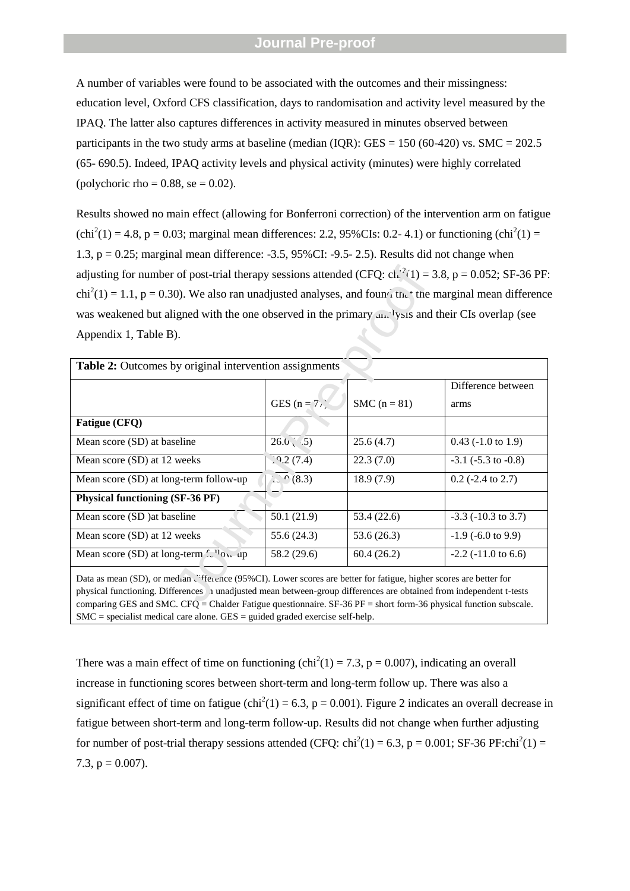A number of variables were found to be associated with the outcomes and their missingness: education level, Oxford CFS classification, days to randomisation and activity level measured by the IPAQ. The latter also captures differences in activity measured in minutes observed between participants in the two study arms at baseline (median (IQR): GES = 150 (60-420) vs. SMC = 202.5 (65- 690.5). Indeed, IPAQ activity levels and physical activity (minutes) were highly correlated (polychoric rho = 0.88, se = 0.02).

Results showed no main effect (allowing for Bonferroni correction) of the intervention arm on fatigue ($chi^2(1) = 4.8$, $p = 0.03$; marginal mean differences: 2.2, 95%CIs: 0.2- 4.1) or functioning ($chi^2(1) = 1.3$, $p = 0.25$; marginal mean difference: -3.5, 95%CI: -9.5- 2.5). Results did not change when adjusting for number of post-trial therapy sessions attended (CFQ: $chi^2(1) = 3.8$, $p = 0.052$; SF-36 PF: $chi^2(1) = 1.1$, $p = 0.30$). We also ran unadjusted analyses, and found that the marginal mean difference was weakened but aligned with the one observed in the primary analysis and their CIs overlap (see Appendix 1, Table B).

**Table 2:** Outcomes by original intervention assignments

| | GES (n = 7?) | SMC (n = 81) | Difference between arms |
|---|---|---|---|
| **Fatigue (CFQ)** | | | |
| Mean score (SD) at baseline | 26.0 (?.5) | 25.6 (4.7) | 0.43 (-1.0 to 1.9) |
| Mean score (SD) at 12 weeks | 19.2 (7.4) | 22.3 (7.0) | -3.1 (-5.3 to -0.8) |
| Mean score (SD) at long-term follow-up | ?.? (8.3) | 18.9 (7.9) | 0.2 (-2.4 to 2.7) |
| **Physical functioning (SF-36 PF)** | | | |
| Mean score (SD )at baseline | 50.1 (21.9) | 53.4 (22.6) | -3.3 (-10.3 to 3.7) |
| Mean score (SD) at 12 weeks | 55.6 (24.3) | 53.6 (26.3) | -1.9 (-6.0 to 9.9) |
| Mean score (SD) at long-term follow-up | 58.2 (29.6) | 60.4 (26.2) | -2.2 (-11.0 to 6.6) |

Data as mean (SD), or median difference (95%CI). Lower scores are better for fatigue, higher scores are better for physical functioning. Differences in unadjusted mean between-group differences are obtained from independent t-tests comparing GES and SMC. CFQ = Chalder Fatigue questionnaire. SF-36 PF = short form-36 physical function subscale. SMC = specialist medical care alone. GES = guided graded exercise self-help.

There was a main effect of time on functioning ($chi^2(1) = 7.3$, $p = 0.007$), indicating an overall increase in functioning scores between short-term and long-term follow up. There was also a significant effect of time on fatigue ($chi^2(1) = 6.3$, $p = 0.001$). Figure 2 indicates an overall decrease in fatigue between short-term and long-term follow-up. Results did not change when further adjusting for number of post-trial therapy sessions attended (CFQ: $chi^2(1) = 6.3$, $p = 0.001$; SF-36 PF:$chi^2(1) = 7.3$, $p = 0.007$).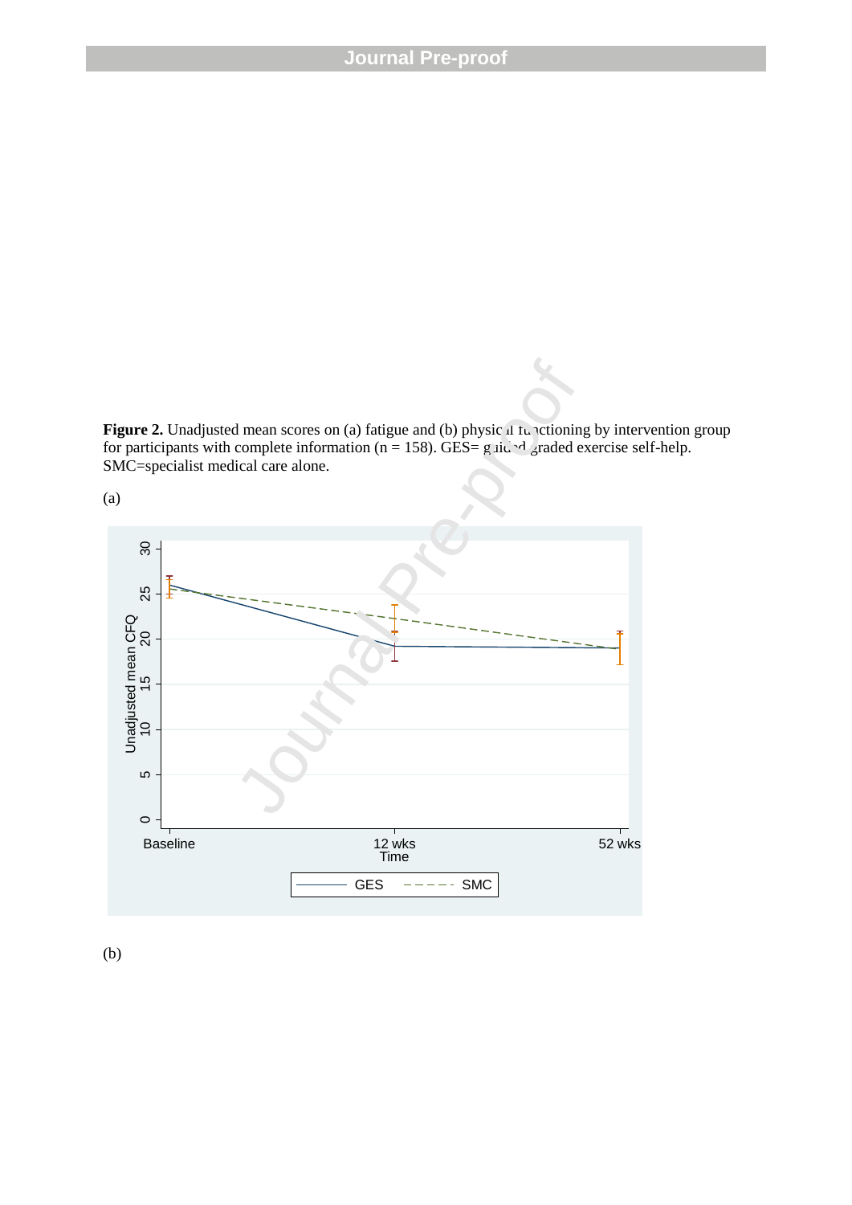**Figure 2.** Unadjusted mean scores on (a) fatigue and (b) physical functioning by intervention group for participants with complete information (n = 158). GES= guided graded exercise self-help. SMC=specialist medical care alone.

(a)

(b)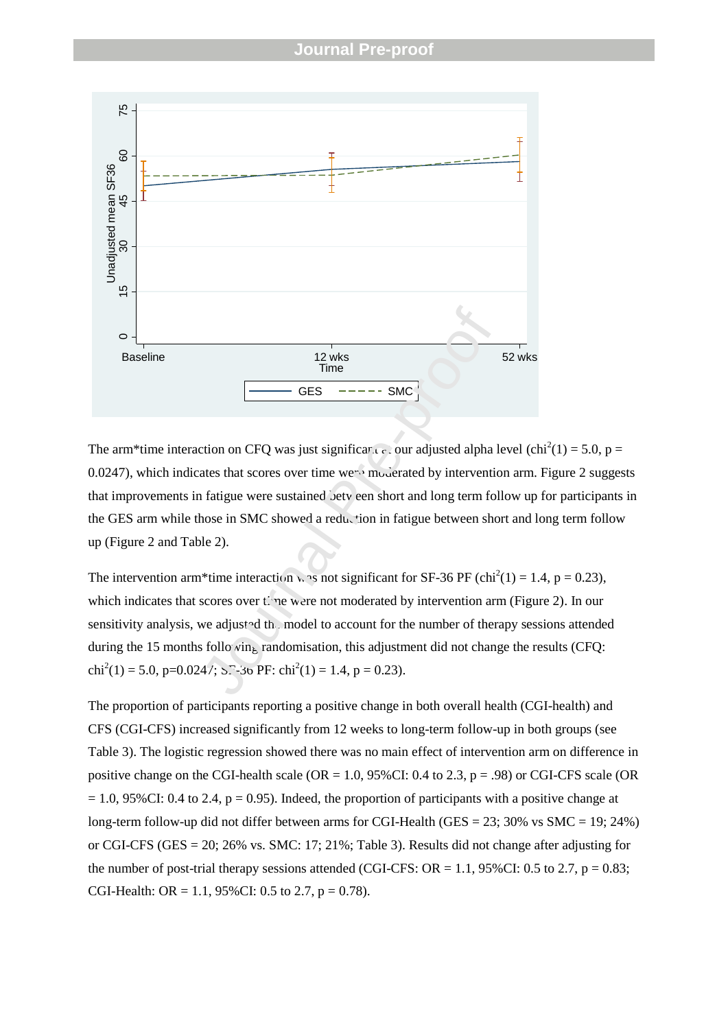The arm*time interaction on CFQ was just significant at our adjusted alpha level ($chi^2(1) = 5.0$, $p = 0.0247$), which indicates that scores over time were moderated by intervention arm. Figure 2 suggests that improvements in fatigue were sustained between short and long term follow up for participants in the GES arm while those in SMC showed a reduction in fatigue between short and long term follow up (Figure 2 and Table 2).

The intervention arm*time interaction was not significant for SF-36 PF ($chi^2(1) = 1.4$, $p = 0.23$), which indicates that scores over time were not moderated by intervention arm (Figure 2). In our sensitivity analysis, we adjusted the model to account for the number of therapy sessions attended during the 15 months following randomisation, this adjustment did not change the results (CFQ: $chi^2(1) = 5.0$, $p=0.0247$; SF-36 PF: $chi^2(1) = 1.4$, $p = 0.23$).

The proportion of participants reporting a positive change in both overall health (CGI-health) and CFS (CGI-CFS) increased significantly from 12 weeks to long-term follow-up in both groups (see Table 3). The logistic regression showed there was no main effect of intervention arm on difference in positive change on the CGI-health scale (OR = 1.0, 95%CI: 0.4 to 2.3, p = .98) or CGI-CFS scale (OR = 1.0, 95%CI: 0.4 to 2.4, p = 0.95). Indeed, the proportion of participants with a positive change at long-term follow-up did not differ between arms for CGI-Health (GES = 23; 30% vs SMC = 19; 24%) or CGI-CFS (GES = 20; 26% vs. SMC: 17; 21%; Table 3). Results did not change after adjusting for the number of post-trial therapy sessions attended (CGI-CFS: OR = 1.1, 95%CI: 0.5 to 2.7, p = 0.83; CGI-Health: OR = 1.1, 95%CI: 0.5 to 2.7, p = 0.78).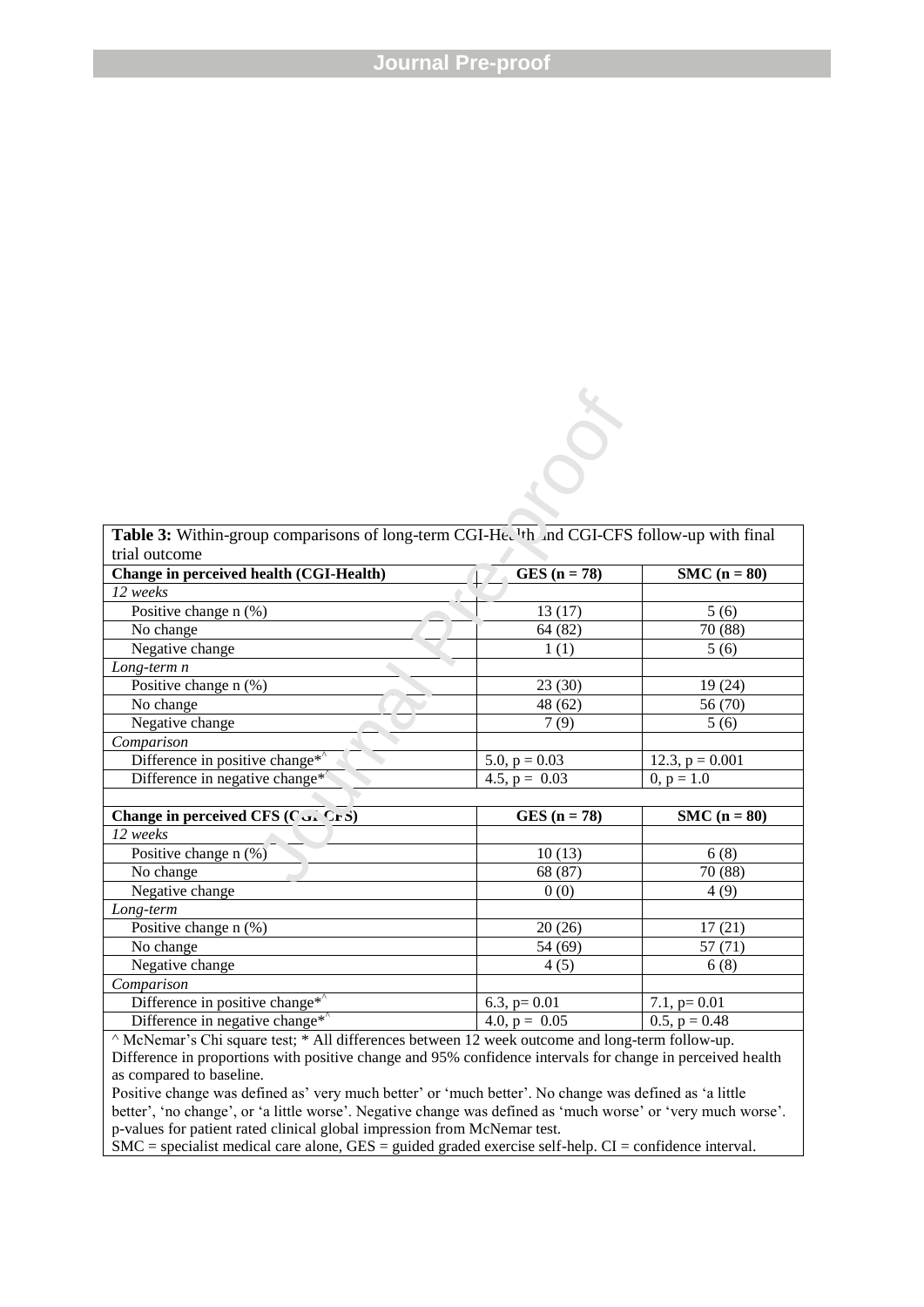**Table 3:** Within-group comparisons of long-term CGI-Health and CGI-CFS follow-up with final trial outcome

| **Change in perceived health (CGI-Health)** | **GES (n = 78)** | **SMC (n = 80)** |
|---|---|---|
| *12 weeks* | | |
| Positive change n (%) | 13 (17) | 5 (6) |
| No change | 64 (82) | 70 (88) |
| Negative change | 1 (1) | 5 (6) |
| *Long-term n* | | |
| Positive change n (%) | 23 (30) | 19 (24) |
| No change | 48 (62) | 56 (70) |
| Negative change | 7 (9) | 5 (6) |
| *Comparison* | | |
| Difference in positive change*^ | 5.0, p = 0.03 | 12.3, p = 0.001 |
| Difference in negative change* | 4.5, p = 0.03 | 0, p = 1.0 |
| | | |
| **Change in perceived CFS (CGI-CFS)** | **GES (n = 78)** | **SMC (n = 80)** |
| *12 weeks* | | |
| Positive change n (%) | 10 (13) | 6 (8) |
| No change | 68 (87) | 70 (88) |
| Negative change | 0 (0) | 4 (9) |
| *Long-term* | | |
| Positive change n (%) | 20 (26) | 17 (21) |
| No change | 54 (69) | 57 (71) |
| Negative change | 4 (5) | 6 (8) |
| *Comparison* | | |
| Difference in positive change*^ | 6.3, p= 0.01 | 7.1, p= 0.01 |
| Difference in negative change*^ | 4.0, p = 0.05 | 0.5, p = 0.48 |

^ McNemar's Chi square test; * All differences between 12 week outcome and long-term follow-up.
Difference in proportions with positive change and 95% confidence intervals for change in perceived health as compared to baseline.
Positive change was defined as' very much better' or 'much better'. No change was defined as 'a little better', 'no change', or 'a little worse'. Negative change was defined as 'much worse' or 'very much worse'.
p-values for patient rated clinical global impression from McNemar test.
SMC = specialist medical care alone, GES = guided graded exercise self-help. CI = confidence interval.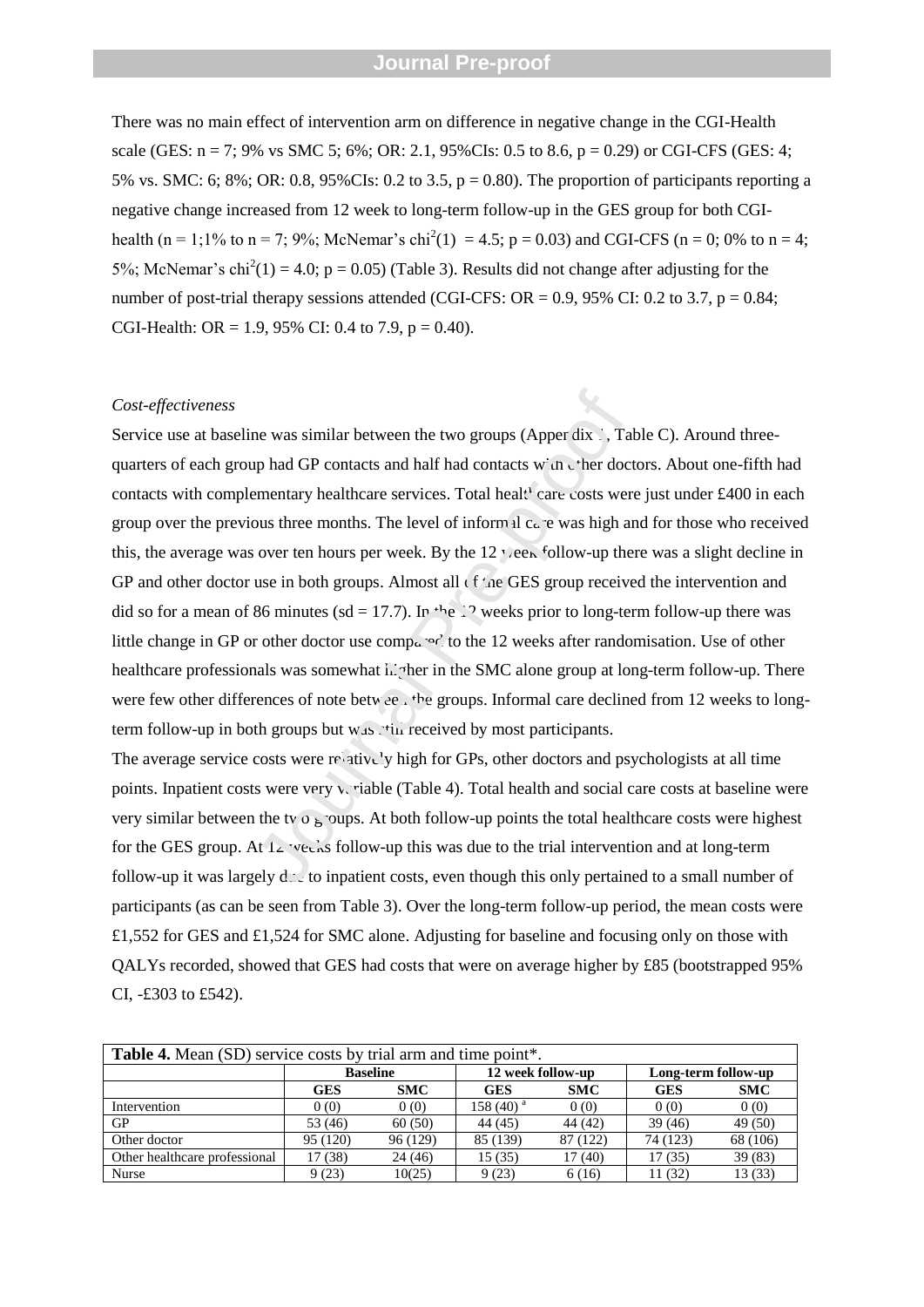There was no main effect of intervention arm on difference in negative change in the CGI-Health scale (GES: n = 7; 9% vs SMC 5; 6%; OR: 2.1, 95%CIs: 0.5 to 8.6, p = 0.29) or CGI-CFS (GES: 4; 5% vs. SMC: 6; 8%; OR: 0.8, 95%CIs: 0.2 to 3.5, p = 0.80). The proportion of participants reporting a negative change increased from 12 week to long-term follow-up in the GES group for both CGI-health (n = 1;1% to n = 7; 9%; McNemar's $chi^2(1) = 4.5$; p = 0.03) and CGI-CFS (n = 0; 0% to n = 4; 5%; McNemar's $chi^2(1) = 4.0$; p = 0.05) (Table 3). Results did not change after adjusting for the number of post-trial therapy sessions attended (CGI-CFS: OR = 0.9, 95% CI: 0.2 to 3.7, p = 0.84; CGI-Health: OR = 1.9, 95% CI: 0.4 to 7.9, p = 0.40).

*Cost-effectiveness*

Service use at baseline was similar between the two groups (Appendix 1, Table C). Around three-quarters of each group had GP contacts and half had contacts with other doctors. About one-fifth had contacts with complementary healthcare services. Total health care costs were just under £400 in each group over the previous three months. The level of informal care was high and for those who received this, the average was over ten hours per week. By the 12 week follow-up there was a slight decline in GP and other doctor use in both groups. Almost all of the GES group received the intervention and did so for a mean of 86 minutes (sd = 17.7). In the 12 weeks prior to long-term follow-up there was little change in GP or other doctor use compared to the 12 weeks after randomisation. Use of other healthcare professionals was somewhat higher in the SMC alone group at long-term follow-up. There were few other differences of note between the groups. Informal care declined from 12 weeks to long-term follow-up in both groups but was still received by most participants.

The average service costs were relatively high for GPs, other doctors and psychologists at all time points. Inpatient costs were very variable (Table 4). Total health and social care costs at baseline were very similar between the two groups. At both follow-up points the total healthcare costs were highest for the GES group. At 12 weeks follow-up this was due to the trial intervention and at long-term follow-up it was largely due to inpatient costs, even though this only pertained to a small number of participants (as can be seen from Table 3). Over the long-term follow-up period, the mean costs were £1,552 for GES and £1,524 for SMC alone. Adjusting for baseline and focusing only on those with QALYs recorded, showed that GES had costs that were on average higher by £85 (bootstrapped 95% CI, -£303 to £542).

**Table 4.** Mean (SD) service costs by trial arm and time point*.

| | Baseline | | 12 week follow-up | | Long-term follow-up | |
|---|---|---|---|---|---|---|
| | GES | SMC | GES | SMC | GES | SMC |
| Intervention | 0 (0) | 0 (0) | 158 (40) [a] | 0 (0) | 0 (0) | 0 (0) |
| GP | 53 (46) | 60 (50) | 44 (45) | 44 (42) | 39 (46) | 49 (50) |
| Other doctor | 95 (120) | 96 (129) | 85 (139) | 87 (122) | 74 (123) | 68 (106) |
| Other healthcare professional | 17 (38) | 24 (46) | 15 (35) | 17 (40) | 17 (35) | 39 (83) |
| Nurse | 9 (23) | 10(25) | 9 (23) | 6 (16) | 11 (32) | 13 (33) |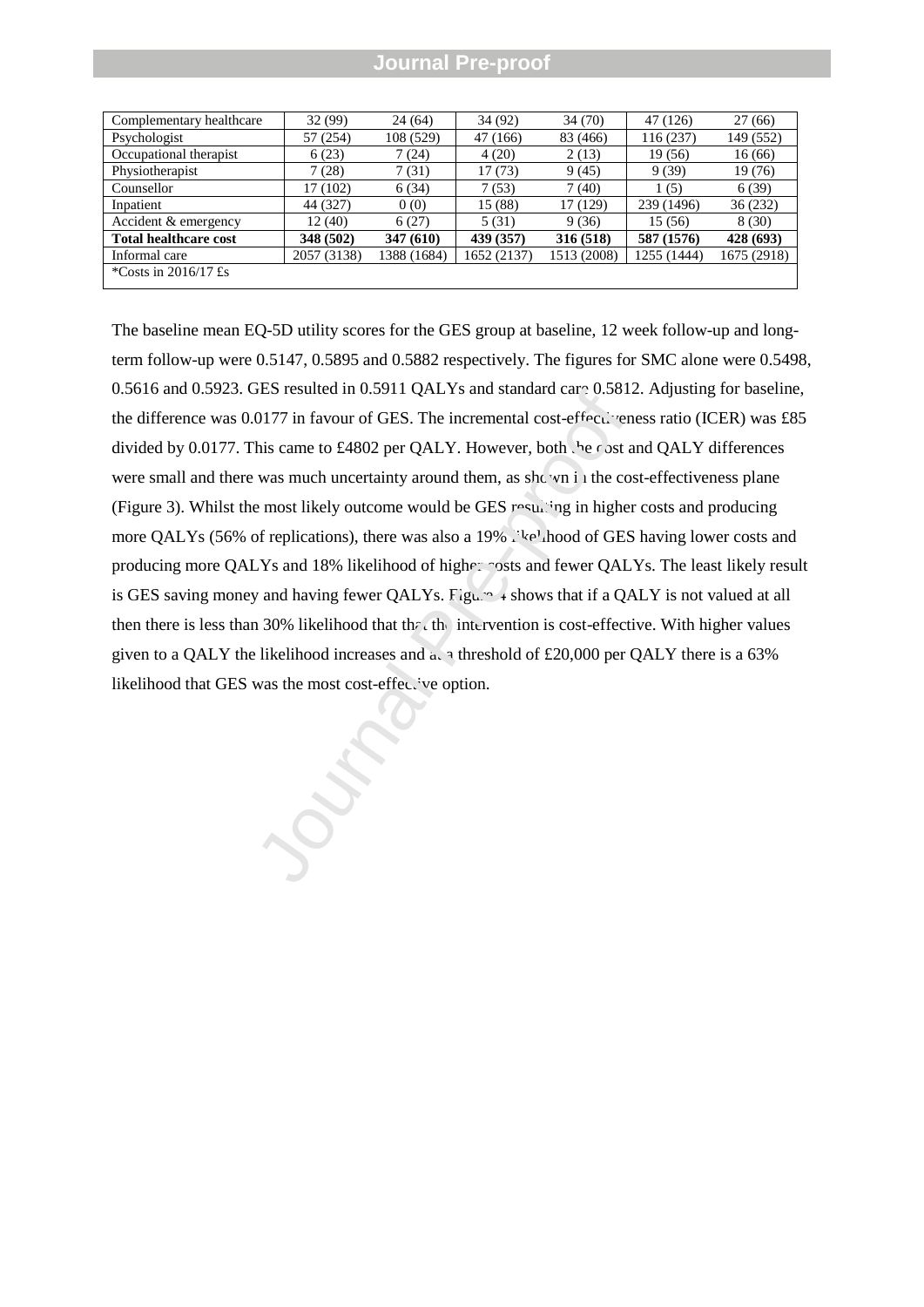| Complementary healthcare | 32 (99) | 24 (64) | 34 (92) | 34 (70) | 47 (126) | 27 (66) |
|---|---|---|---|---|---|---|
| Psychologist | 57 (254) | 108 (529) | 47 (166) | 83 (466) | 116 (237) | 149 (552) |
| Occupational therapist | 6 (23) | 7 (24) | 4 (20) | 2 (13) | 19 (56) | 16 (66) |
| Physiotherapist | 7 (28) | 7 (31) | 17 (73) | 9 (45) | 9 (39) | 19 (76) |
| Counsellor | 17 (102) | 6 (34) | 7 (53) | 7 (40) | 1 (5) | 6 (39) |
| Inpatient | 44 (327) | 0 (0) | 15 (88) | 17 (129) | 239 (1496) | 36 (232) |
| Accident & emergency | 12 (40) | 6 (27) | 5 (31) | 9 (36) | 15 (56) | 8 (30) |
| **Total healthcare cost** | **348 (502)** | **347 (610)** | **439 (357)** | **316 (518)** | **587 (1576)** | **428 (693)** |
| Informal care | 2057 (3138) | 1388 (1684) | 1652 (2137) | 1513 (2008) | 1255 (1444) | 1675 (2918) |
| *Costs in 2016/17 £s | | | | | | |

The baseline mean EQ-5D utility scores for the GES group at baseline, 12 week follow-up and long-term follow-up were 0.5147, 0.5895 and 0.5882 respectively. The figures for SMC alone were 0.5498, 0.5616 and 0.5923. GES resulted in 0.5911 QALYs and standard care 0.5812. Adjusting for baseline, the difference was 0.0177 in favour of GES. The incremental cost-effectiveness ratio (ICER) was £85 divided by 0.0177. This came to £4802 per QALY. However, both the cost and QALY differences were small and there was much uncertainty around them, as shown in the cost-effectiveness plane (Figure 3). Whilst the most likely outcome would be GES resulting in higher costs and producing more QALYs (56% of replications), there was also a 19% likelihood of GES having lower costs and producing more QALYs and 18% likelihood of higher costs and fewer QALYs. The least likely result is GES saving money and having fewer QALYs. Figure 4 shows that if a QALY is not valued at all then there is less than 30% likelihood that that the intervention is cost-effective. With higher values given to a QALY the likelihood increases and at a threshold of £20,000 per QALY there is a 63% likelihood that GES was the most cost-effective option.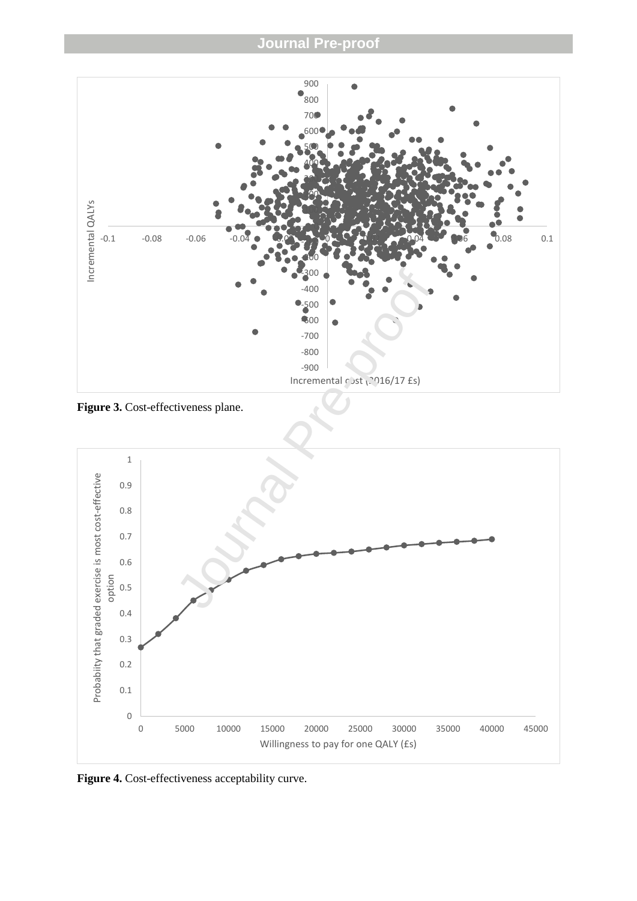**Figure 3.** Cost-effectiveness plane.

**Figure 4.** Cost-effectiveness acceptability curve.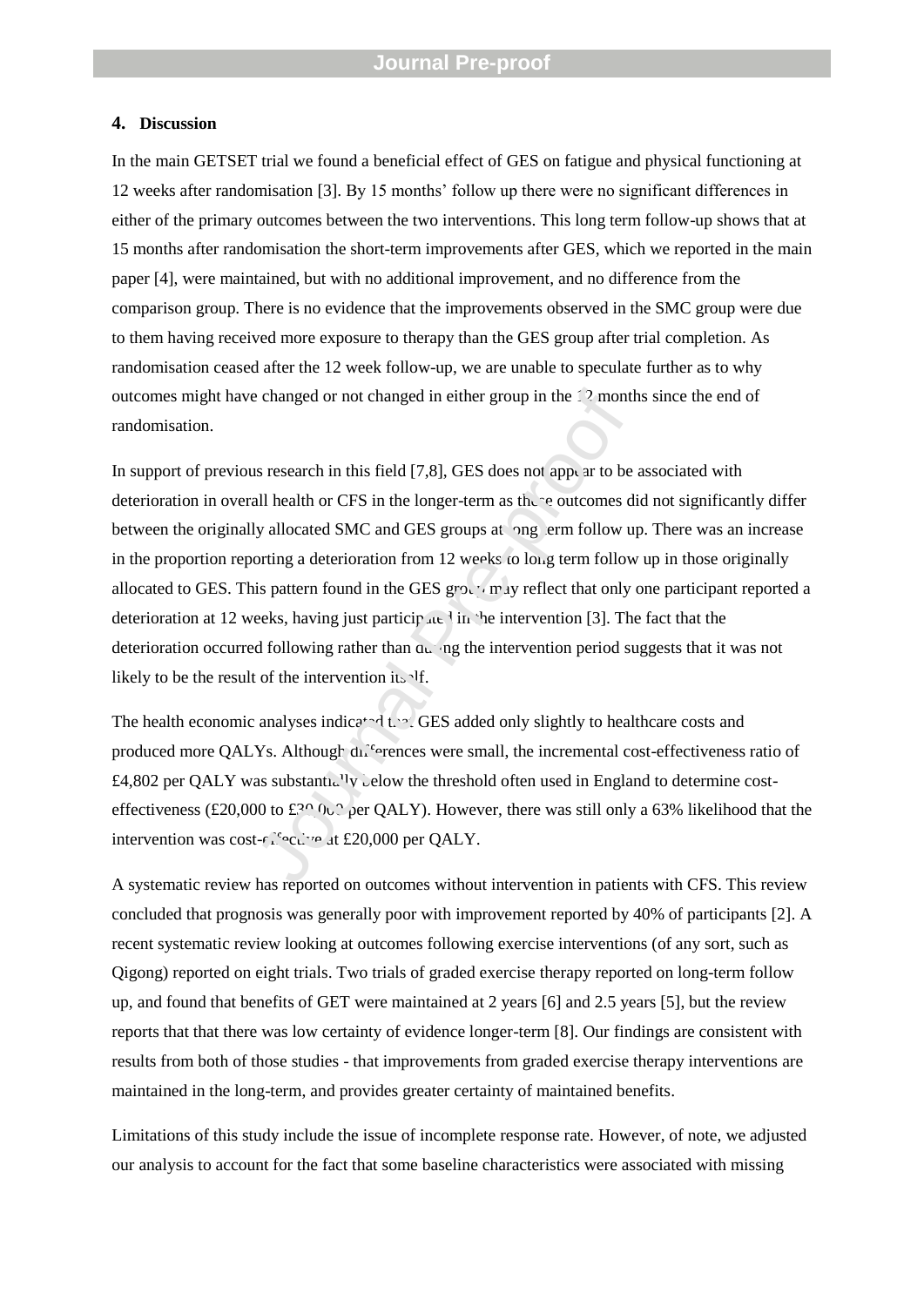## 4. Discussion

In the main GETSET trial we found a beneficial effect of GES on fatigue and physical functioning at 12 weeks after randomisation [3]. By 15 months' follow up there were no significant differences in either of the primary outcomes between the two interventions. This long term follow-up shows that at 15 months after randomisation the short-term improvements after GES, which we reported in the main paper [4], were maintained, but with no additional improvement, and no difference from the comparison group. There is no evidence that the improvements observed in the SMC group were due to them having received more exposure to therapy than the GES group after trial completion. As randomisation ceased after the 12 week follow-up, we are unable to speculate further as to why outcomes might have changed or not changed in either group in the 12 months since the end of randomisation.

In support of previous research in this field [7,8], GES does not appear to be associated with deterioration in overall health or CFS in the longer-term as these outcomes did not significantly differ between the originally allocated SMC and GES groups at long term follow up. There was an increase in the proportion reporting a deterioration from 12 weeks to long term follow up in those originally allocated to GES. This pattern found in the GES group may reflect that only one participant reported a deterioration at 12 weeks, having just participated in the intervention [3]. The fact that the deterioration occurred following rather than during the intervention period suggests that it was not likely to be the result of the intervention itself.

The health economic analyses indicated that GES added only slightly to healthcare costs and produced more QALYs. Although differences were small, the incremental cost-effectiveness ratio of £4,802 per QALY was substantially below the threshold often used in England to determine cost-effectiveness (£20,000 to £30,000 per QALY). However, there was still only a 63% likelihood that the intervention was cost-effective at £20,000 per QALY.

A systematic review has reported on outcomes without intervention in patients with CFS. This review concluded that prognosis was generally poor with improvement reported by 40% of participants [2]. A recent systematic review looking at outcomes following exercise interventions (of any sort, such as Qigong) reported on eight trials. Two trials of graded exercise therapy reported on long-term follow up, and found that benefits of GET were maintained at 2 years [6] and 2.5 years [5], but the review reports that that there was low certainty of evidence longer-term [8]. Our findings are consistent with results from both of those studies - that improvements from graded exercise therapy interventions are maintained in the long-term, and provides greater certainty of maintained benefits.

Limitations of this study include the issue of incomplete response rate. However, of note, we adjusted our analysis to account for the fact that some baseline characteristics were associated with missing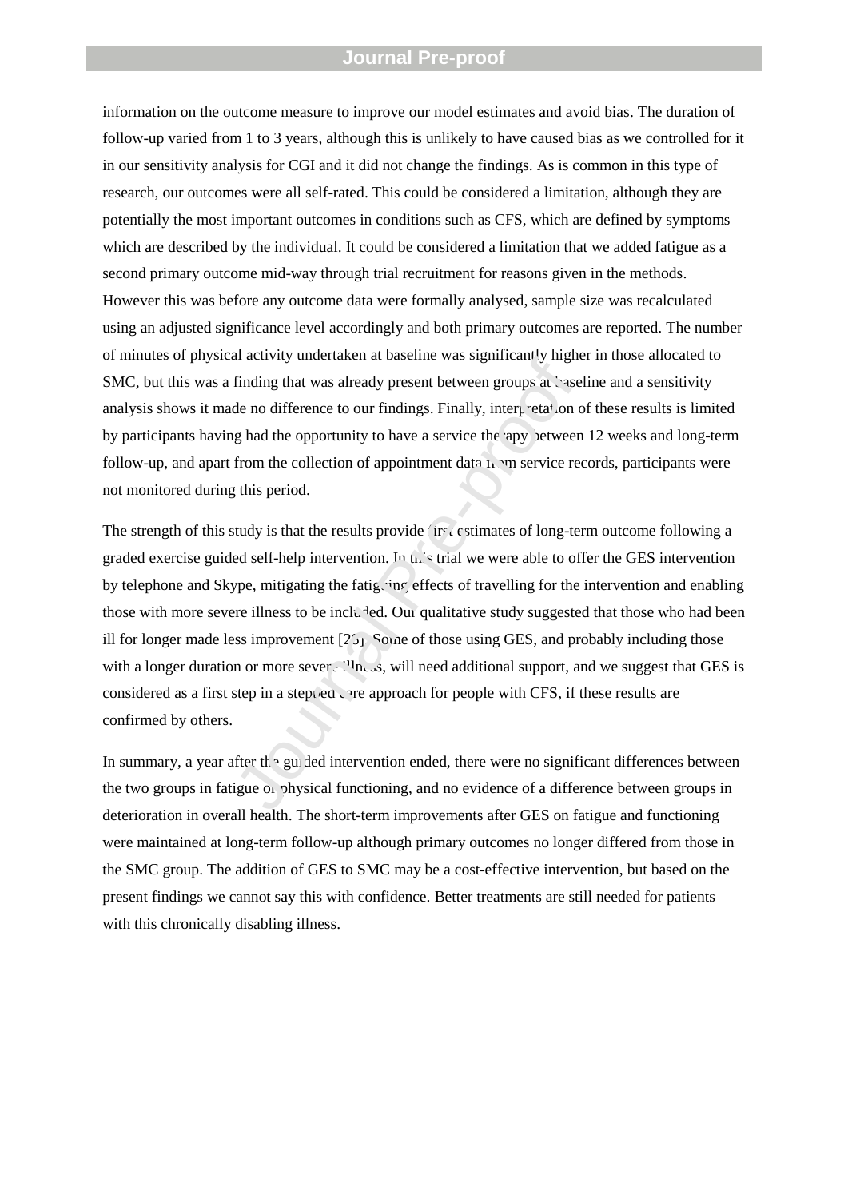information on the outcome measure to improve our model estimates and avoid bias. The duration of follow-up varied from 1 to 3 years, although this is unlikely to have caused bias as we controlled for it in our sensitivity analysis for CGI and it did not change the findings. As is common in this type of research, our outcomes were all self-rated. This could be considered a limitation, although they are potentially the most important outcomes in conditions such as CFS, which are defined by symptoms which are described by the individual. It could be considered a limitation that we added fatigue as a second primary outcome mid-way through trial recruitment for reasons given in the methods. However this was before any outcome data were formally analysed, sample size was recalculated using an adjusted significance level accordingly and both primary outcomes are reported. The number of minutes of physical activity undertaken at baseline was significantly higher in those allocated to SMC, but this was a finding that was already present between groups at baseline and a sensitivity analysis shows it made no difference to our findings. Finally, interpretation of these results is limited by participants having had the opportunity to have a service therapy between 12 weeks and long-term follow-up, and apart from the collection of appointment data from service records, participants were not monitored during this period.

The strength of this study is that the results provide first estimates of long-term outcome following a graded exercise guided self-help intervention. In this trial we were able to offer the GES intervention by telephone and Skype, mitigating the fatiguing effects of travelling for the intervention and enabling those with more severe illness to be included. Our qualitative study suggested that those who had been ill for longer made less improvement [25]. Some of those using GES, and probably including those with a longer duration or more severe illness, will need additional support, and we suggest that GES is considered as a first step in a stepped care approach for people with CFS, if these results are confirmed by others.

In summary, a year after the guided intervention ended, there were no significant differences between the two groups in fatigue or physical functioning, and no evidence of a difference between groups in deterioration in overall health. The short-term improvements after GES on fatigue and functioning were maintained at long-term follow-up although primary outcomes no longer differed from those in the SMC group. The addition of GES to SMC may be a cost-effective intervention, but based on the present findings we cannot say this with confidence. Better treatments are still needed for patients with this chronically disabling illness.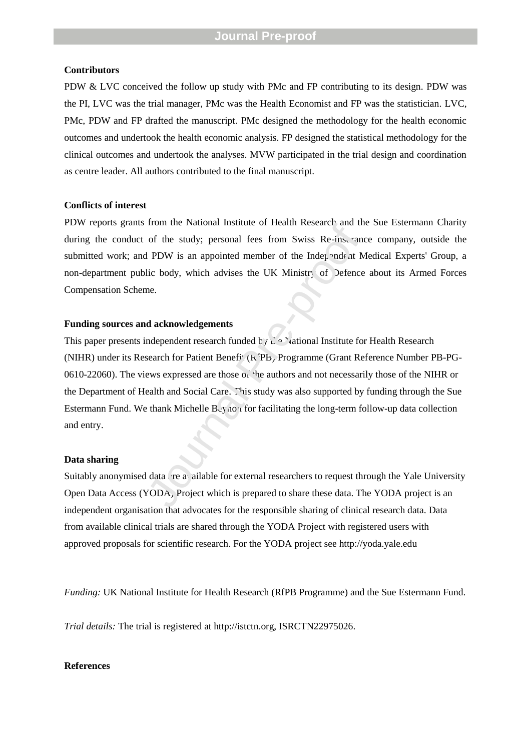**Contributors**

PDW & LVC conceived the follow up study with PMc and FP contributing to its design. PDW was the PI, LVC was the trial manager, PMc was the Health Economist and FP was the statistician. LVC, PMc, PDW and FP drafted the manuscript. PMc designed the methodology for the health economic outcomes and undertook the health economic analysis. FP designed the statistical methodology for the clinical outcomes and undertook the analyses. MVW participated in the trial design and coordination as centre leader. All authors contributed to the final manuscript.

**Conflicts of interest**

PDW reports grants from the National Institute of Health Research and the Sue Estermann Charity during the conduct of the study; personal fees from Swiss Re-insurance company, outside the submitted work; and PDW is an appointed member of the Independent Medical Experts' Group, a non-department public body, which advises the UK Ministry of Defence about its Armed Forces Compensation Scheme.

**Funding sources and acknowledgements**

This paper presents independent research funded by the National Institute for Health Research (NIHR) under its Research for Patient Benefit (RfPB) Programme (Grant Reference Number PB-PG-0610-22060). The views expressed are those of the authors and not necessarily those of the NIHR or the Department of Health and Social Care. This study was also supported by funding through the Sue Estermann Fund. We thank Michelle Beynon for facilitating the long-term follow-up data collection and entry.

**Data sharing**

Suitably anonymised data are available for external researchers to request through the Yale University Open Data Access (YODA) Project which is prepared to share these data. The YODA project is an independent organisation that advocates for the responsible sharing of clinical research data. Data from available clinical trials are shared through the YODA Project with registered users with approved proposals for scientific research. For the YODA project see http://yoda.yale.edu

*Funding:* UK National Institute for Health Research (RfPB Programme) and the Sue Estermann Fund.

*Trial details:* The trial is registered at http://istctn.org, ISRCTN22975026.

**References**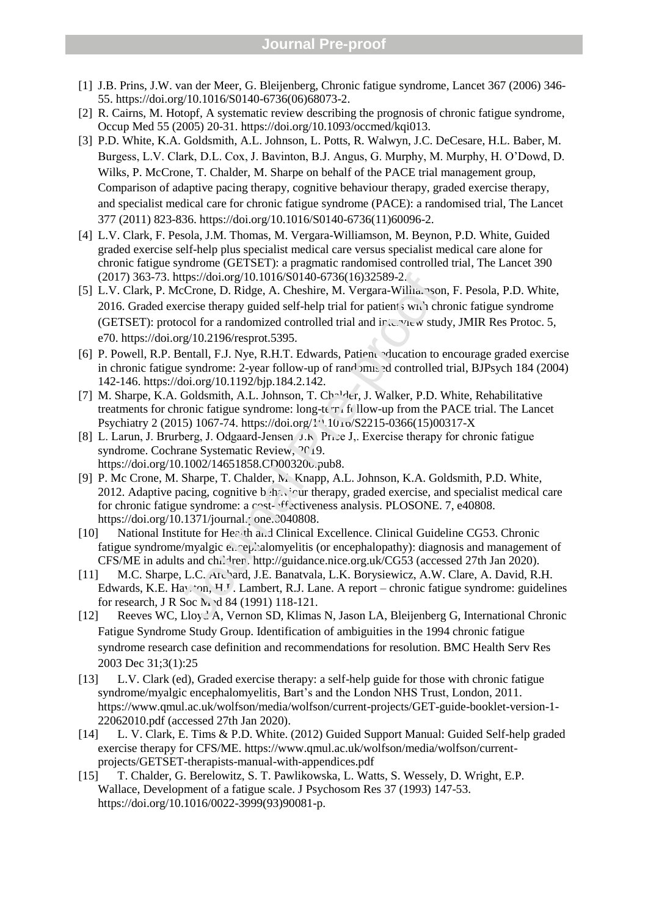[1] J.B. Prins, J.W. van der Meer, G. Bleijenberg, Chronic fatigue syndrome, Lancet 367 (2006) 346-55. https://doi.org/10.1016/S0140-6736(06)68073-2.

[2] R. Cairns, M. Hotopf, A systematic review describing the prognosis of chronic fatigue syndrome, Occup Med 55 (2005) 20-31. https://doi.org/10.1093/occmed/kqi013.

[3] P.D. White, K.A. Goldsmith, A.L. Johnson, L. Potts, R. Walwyn, J.C. DeCesare, H.L. Baber, M. Burgess, L.V. Clark, D.L. Cox, J. Bavinton, B.J. Angus, G. Murphy, M. Murphy, H. O'Dowd, D. Wilks, P. McCrone, T. Chalder, M. Sharpe on behalf of the PACE trial management group, Comparison of adaptive pacing therapy, cognitive behaviour therapy, graded exercise therapy, and specialist medical care for chronic fatigue syndrome (PACE): a randomised trial, The Lancet 377 (2011) 823-836. https://doi.org/10.1016/S0140-6736(11)60096-2.

[4] L.V. Clark, F. Pesola, J.M. Thomas, M. Vergara-Williamson, M. Beynon, P.D. White, Guided graded exercise self-help plus specialist medical care versus specialist medical care alone for chronic fatigue syndrome (GETSET): a pragmatic randomised controlled trial, The Lancet 390 (2017) 363-73. https://doi.org/10.1016/S0140-6736(16)32589-2.

[5] L.V. Clark, P. McCrone, D. Ridge, A. Cheshire, M. Vergara-Williamson, F. Pesola, P.D. White, 2016. Graded exercise therapy guided self-help trial for patients with chronic fatigue syndrome (GETSET): protocol for a randomized controlled trial and interview study, JMIR Res Protoc. 5, e70. https://doi.org/10.2196/resprot.5395.

[6] P. Powell, R.P. Bentall, F.J. Nye, R.H.T. Edwards, Patient education to encourage graded exercise in chronic fatigue syndrome: 2-year follow-up of randomised controlled trial, BJPsych 184 (2004) 142-146. https://doi.org/10.1192/bjp.184.2.142.

[7] M. Sharpe, K.A. Goldsmith, A.L. Johnson, T. Chalder, J. Walker, P.D. White, Rehabilitative treatments for chronic fatigue syndrome: long-term follow-up from the PACE trial. The Lancet Psychiatry 2 (2015) 1067-74. https://doi.org/10.1016/S2215-0366(15)00317-X

[8] L. Larun, J. Brurberg, J. Odgaard-Jensen J.R. Price J,. Exercise therapy for chronic fatigue syndrome. Cochrane Systematic Review, 2019. https://doi.org/10.1002/14651858.CD003200.pub8.

[9] P. Mc Crone, M. Sharpe, T. Chalder, M. Knapp, A.L. Johnson, K.A. Goldsmith, P.D. White, 2012. Adaptive pacing, cognitive behaviour therapy, graded exercise, and specialist medical care for chronic fatigue syndrome: a cost-effectiveness analysis. PLOSONE. 7, e40808. https://doi.org/10.1371/journal.pone.0040808.

[10] National Institute for Health and Clinical Excellence. Clinical Guideline CG53. Chronic fatigue syndrome/myalgic encephalomyelitis (or encephalopathy): diagnosis and management of CFS/ME in adults and children. http://guidance.nice.org.uk/CG53 (accessed 27th Jan 2020).

[11] M.C. Sharpe, L.C. Archard, J.E. Banatvala, L.K. Borysiewicz, A.W. Clare, A. David, R.H. Edwards, K.E. Hawton, H.P. Lambert, R.J. Lane. A report – chronic fatigue syndrome: guidelines for research, J R Soc Med 84 (1991) 118-121.

[12] Reeves WC, Lloyd A, Vernon SD, Klimas N, Jason LA, Bleijenberg G, International Chronic Fatigue Syndrome Study Group. Identification of ambiguities in the 1994 chronic fatigue syndrome research case definition and recommendations for resolution. BMC Health Serv Res 2003 Dec 31;3(1):25

[13] L.V. Clark (ed), Graded exercise therapy: a self-help guide for those with chronic fatigue syndrome/myalgic encephalomyelitis, Bart's and the London NHS Trust, London, 2011. https://www.qmul.ac.uk/wolfson/media/wolfson/current-projects/GET-guide-booklet-version-1-22062010.pdf (accessed 27th Jan 2020).

[14] L. V. Clark, E. Tims & P.D. White. (2012) Guided Support Manual: Guided Self-help graded exercise therapy for CFS/ME. https://www.qmul.ac.uk/wolfson/media/wolfson/current-projects/GETSET-therapists-manual-with-appendices.pdf

[15] T. Chalder, G. Berelowitz, S. T. Pawlikowska, L. Watts, S. Wessely, D. Wright, E.P. Wallace, Development of a fatigue scale. J Psychosom Res 37 (1993) 147-53. https://doi.org/10.1016/0022-3999(93)90081-p.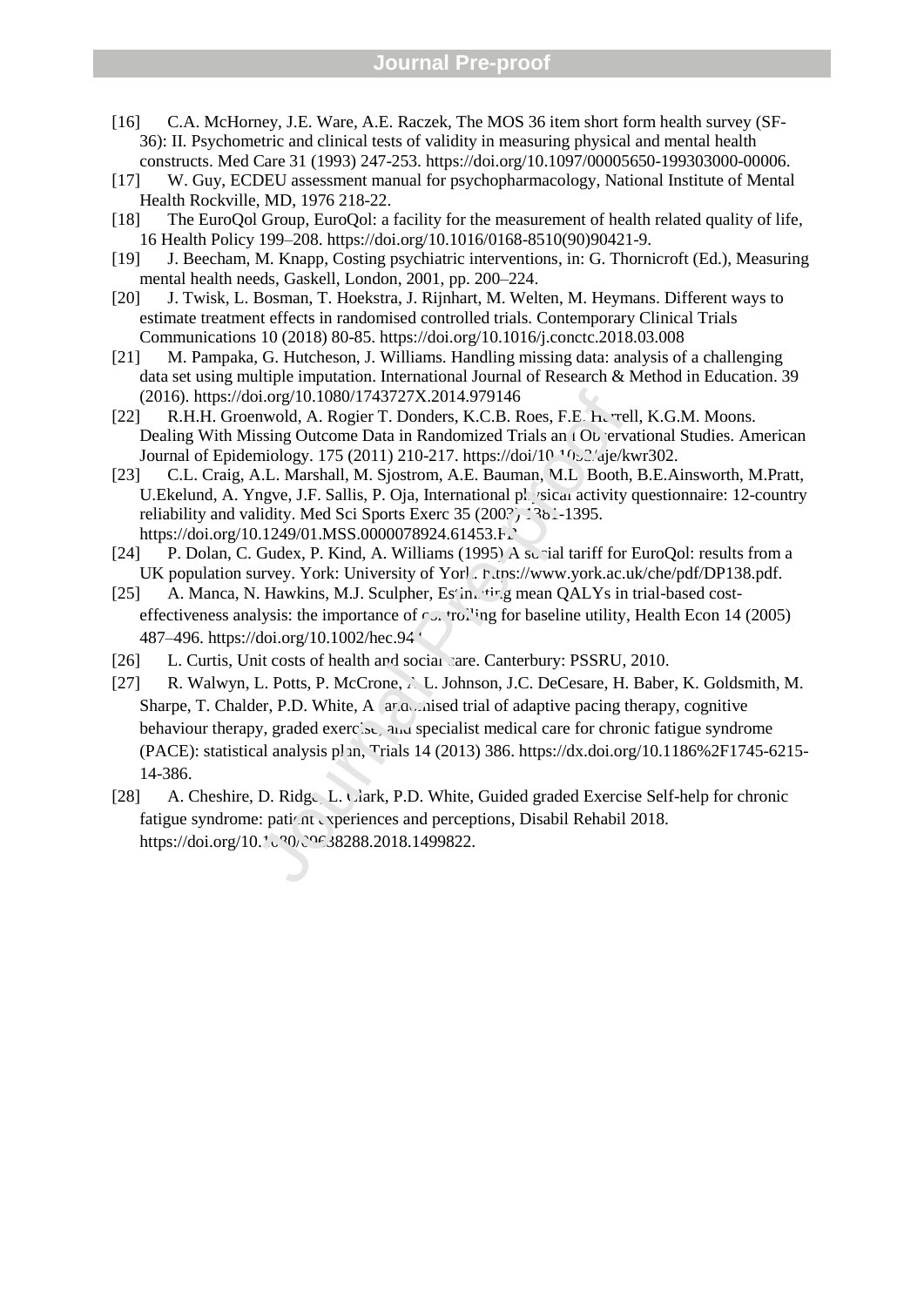[16] C.A. McHorney, J.E. Ware, A.E. Raczek, The MOS 36 item short form health survey (SF-36): II. Psychometric and clinical tests of validity in measuring physical and mental health constructs. Med Care 31 (1993) 247-253. https://doi.org/10.1097/00005650-199303000-00006.

[17] W. Guy, ECDEU assessment manual for psychopharmacology, National Institute of Mental Health Rockville, MD, 1976 218-22.

[18] The EuroQol Group, EuroQol: a facility for the measurement of health related quality of life, 16 Health Policy 199–208. https://doi.org/10.1016/0168-8510(90)90421-9.

[19] J. Beecham, M. Knapp, Costing psychiatric interventions, in: G. Thornicroft (Ed.), Measuring mental health needs, Gaskell, London, 2001, pp. 200–224.

[20] J. Twisk, L. Bosman, T. Hoekstra, J. Rijnhart, M. Welten, M. Heymans. Different ways to estimate treatment effects in randomised controlled trials. Contemporary Clinical Trials Communications 10 (2018) 80-85. https://doi.org/10.1016/j.conctc.2018.03.008

[21] M. Pampaka, G. Hutcheson, J. Williams. Handling missing data: analysis of a challenging data set using multiple imputation. International Journal of Research & Method in Education. 39 (2016). https://doi.org/10.1080/1743727X.2014.979146

[22] R.H.H. Groenwold, A. Rogier T. Donders, K.C.B. Roes, F.E. Harrell, K.G.M. Moons. Dealing With Missing Outcome Data in Randomized Trials and Observational Studies. American Journal of Epidemiology. 175 (2011) 210-217. https://doi/10.1093/aje/kwr302.

[23] C.L. Craig, A.L. Marshall, M. Sjostrom, A.E. Bauman, M.L. Booth, B.E.Ainsworth, M.Pratt, U.Ekelund, A. Yngve, J.F. Sallis, P. Oja, International physical activity questionnaire: 12-country reliability and validity. Med Sci Sports Exerc 35 (2003) 1381-1395. https://doi.org/10.1249/01.MSS.0000078924.61453.FB

[24] P. Dolan, C. Gudex, P. Kind, A. Williams (1995) A social tariff for EuroQol: results from a UK population survey. York: University of York. https://www.york.ac.uk/che/pdf/DP138.pdf.

[25] A. Manca, N. Hawkins, M.J. Sculpher, Estimating mean QALYs in trial-based cost-effectiveness analysis: the importance of controlling for baseline utility, Health Econ 14 (2005) 487–496. https://doi.org/10.1002/hec.944

[26] L. Curtis, Unit costs of health and social care. Canterbury: PSSRU, 2010.

[27] R. Walwyn, L. Potts, P. McCrone, A.L. Johnson, J.C. DeCesare, H. Baber, K. Goldsmith, M. Sharpe, T. Chalder, P.D. White, A randomised trial of adaptive pacing therapy, cognitive behaviour therapy, graded exercise, and specialist medical care for chronic fatigue syndrome (PACE): statistical analysis plan, Trials 14 (2013) 386. https://dx.doi.org/10.1186%2F1745-6215-14-386.

[28] A. Cheshire, D. Ridge, L. Clark, P.D. White, Guided graded Exercise Self-help for chronic fatigue syndrome: patient experiences and perceptions, Disabil Rehabil 2018. https://doi.org/10.1080/09638288.2018.1499822.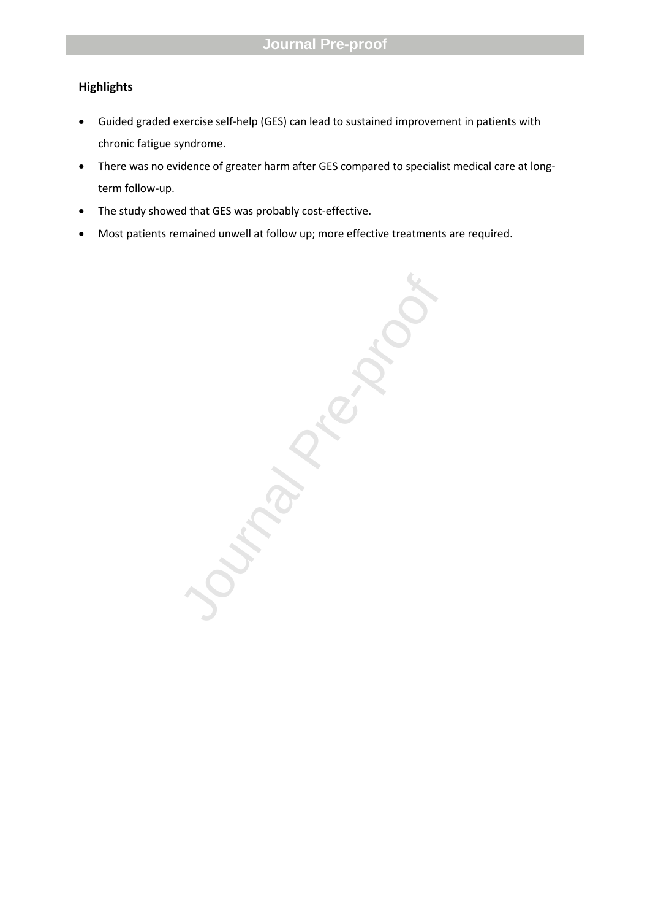**Highlights**

- Guided graded exercise self-help (GES) can lead to sustained improvement in patients with chronic fatigue syndrome.
- There was no evidence of greater harm after GES compared to specialist medical care at long-term follow-up.
- The study showed that GES was probably cost-effective.
- Most patients remained unwell at follow up; more effective treatments are required.